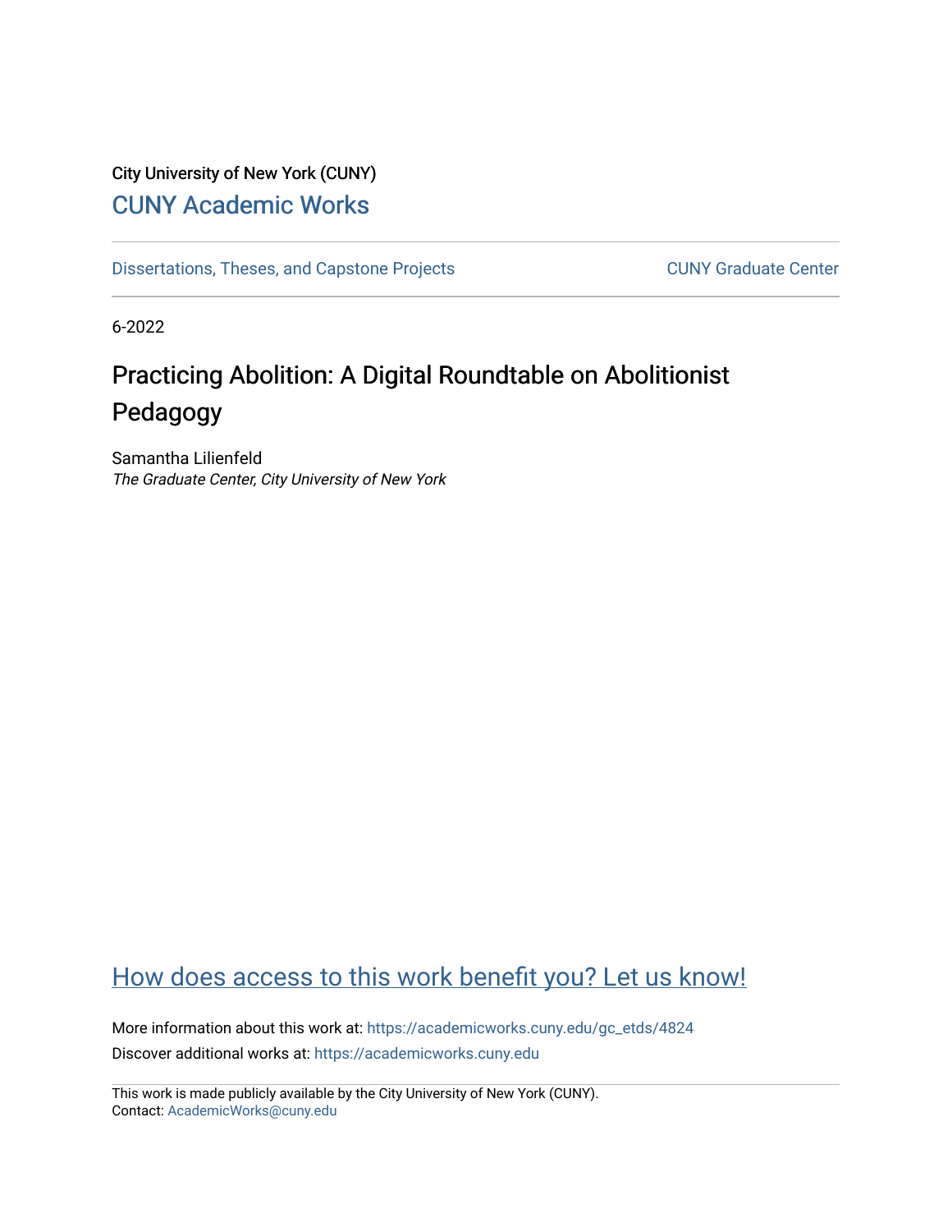City University of New York (CUNY)

CUNY Academic Works

Dissertations, Theses, and Capstone Projects

CUNY Graduate Center

6-2022

# Practicing Abolition: A Digital Roundtable on Abolitionist Pedagogy

Samantha Lilienfeld
*The Graduate Center, City University of New York*

How does access to this work benefit you? Let us know!

More information about this work at: https://academicworks.cuny.edu/gc_etds/4824
Discover additional works at: https://academicworks.cuny.edu

This work is made publicly available by the City University of New York (CUNY).
Contact: AcademicWorks@cuny.edu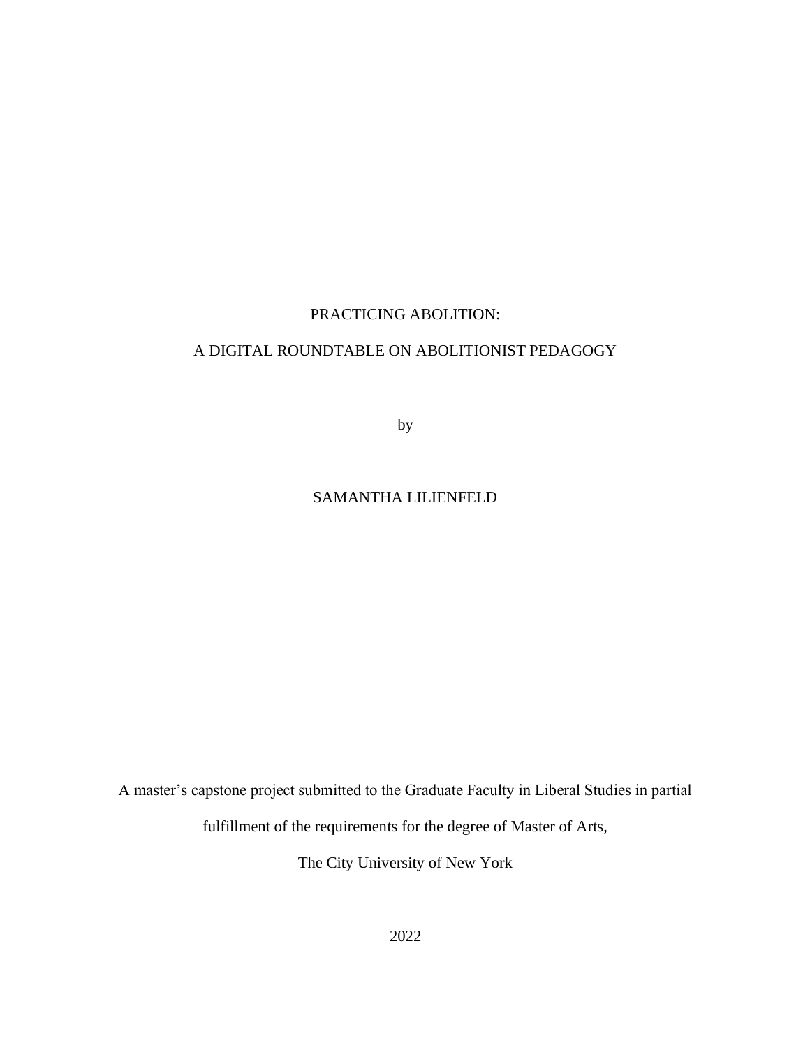# PRACTICING ABOLITION:

## A DIGITAL ROUNDTABLE ON ABOLITIONIST PEDAGOGY

by

SAMANTHA LILIENFELD

A master's capstone project submitted to the Graduate Faculty in Liberal Studies in partial fulfillment of the requirements for the degree of Master of Arts, The City University of New York

2022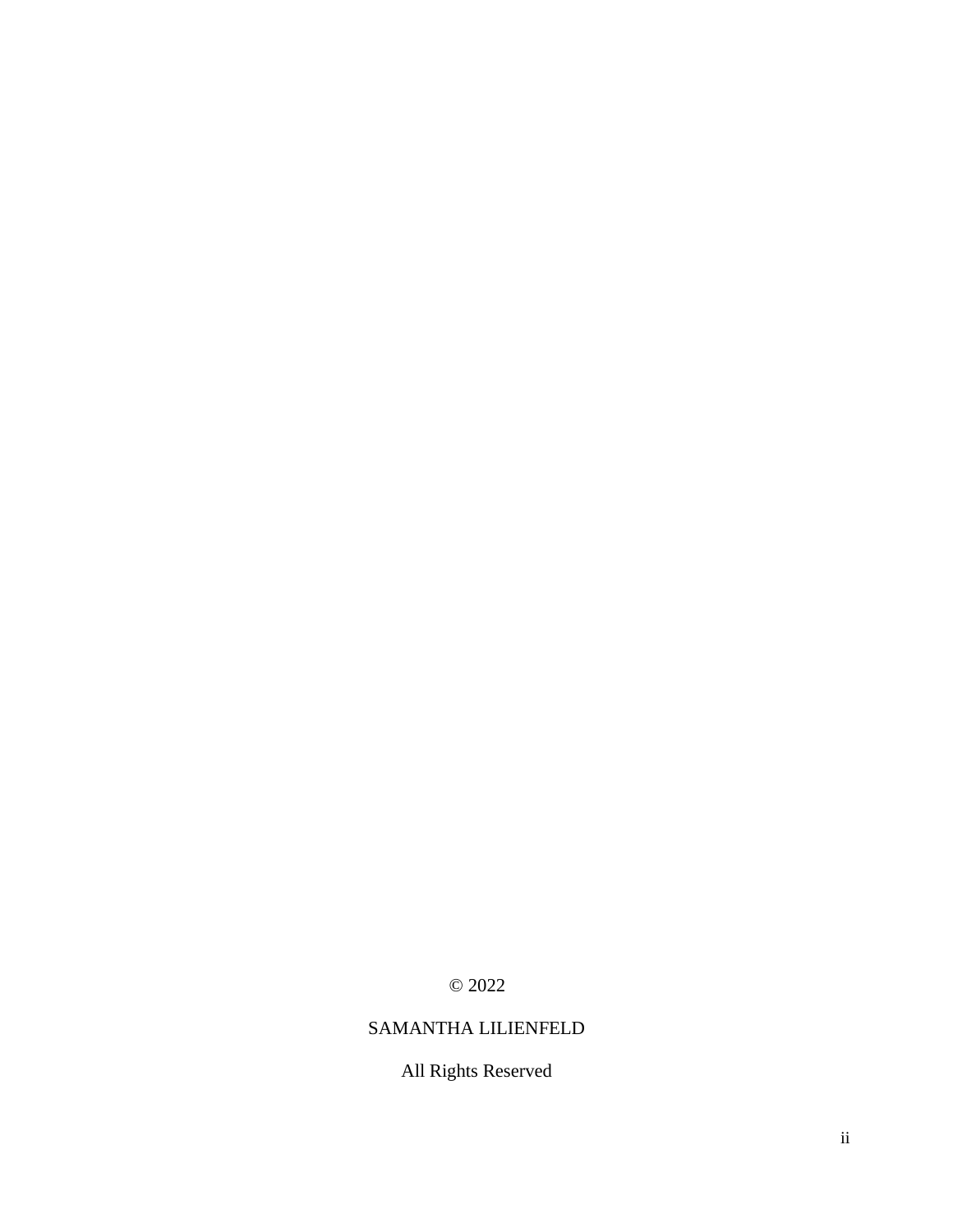© 2022

SAMANTHA LILIENFELD

All Rights Reserved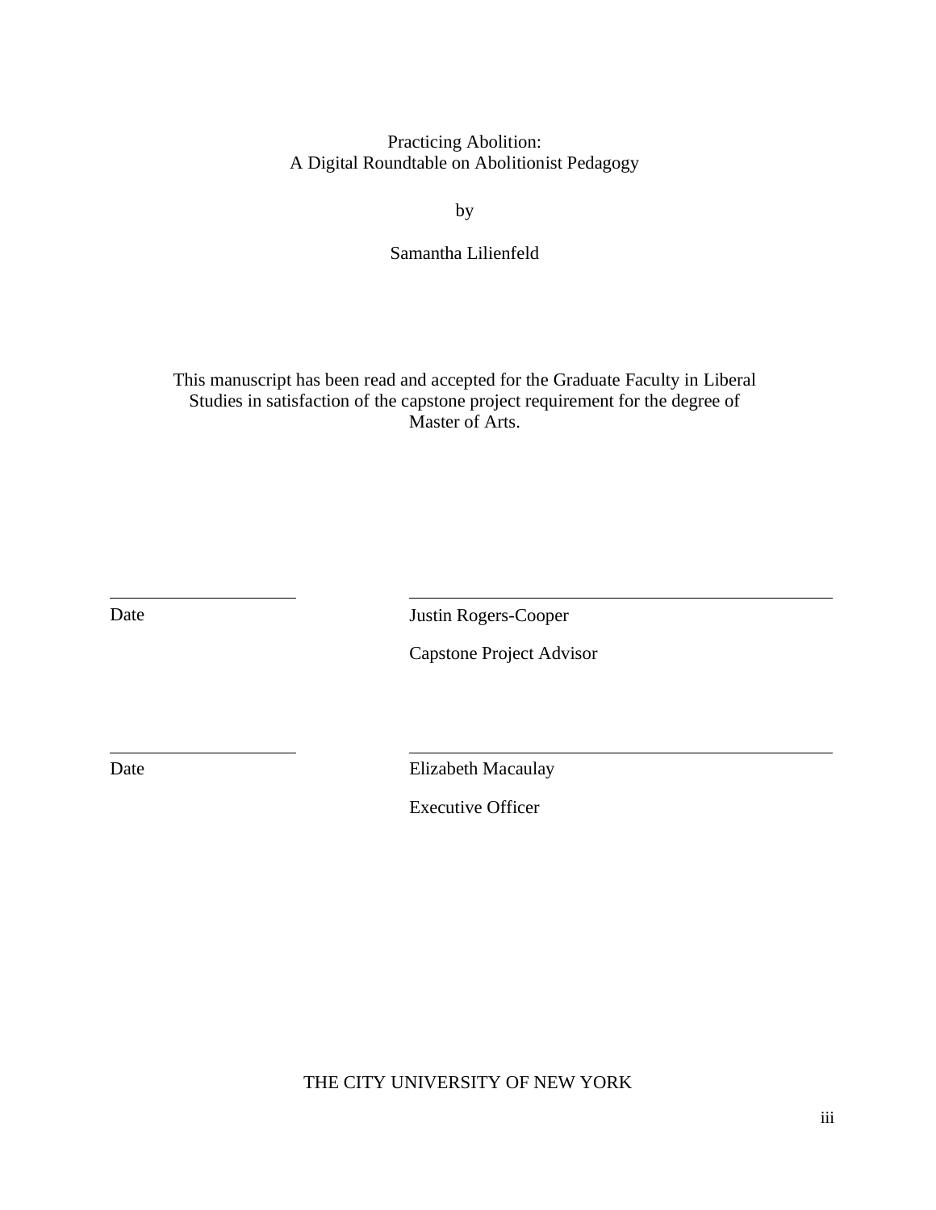Practicing Abolition:
A Digital Roundtable on Abolitionist Pedagogy

by

Samantha Lilienfeld

This manuscript has been read and accepted for the Graduate Faculty in Liberal Studies in satisfaction of the capstone project requirement for the degree of Master of Arts.

| | |
|---|---|
| \_\_\_\_\_\_\_\_\_\_\_\_\_\_\_\_\_\_\_\_ | \_\_\_\_\_\_\_\_\_\_\_\_\_\_\_\_\_\_\_\_\_\_\_\_\_\_\_\_\_\_\_\_\_\_\_\_\_\_\_\_ |
| Date | Justin Rogers-Cooper |
| | Capstone Project Advisor |
| \_\_\_\_\_\_\_\_\_\_\_\_\_\_\_\_\_\_\_\_ | \_\_\_\_\_\_\_\_\_\_\_\_\_\_\_\_\_\_\_\_\_\_\_\_\_\_\_\_\_\_\_\_\_\_\_\_\_\_\_\_ |
| Date | Elizabeth Macaulay |
| | Executive Officer |

THE CITY UNIVERSITY OF NEW YORK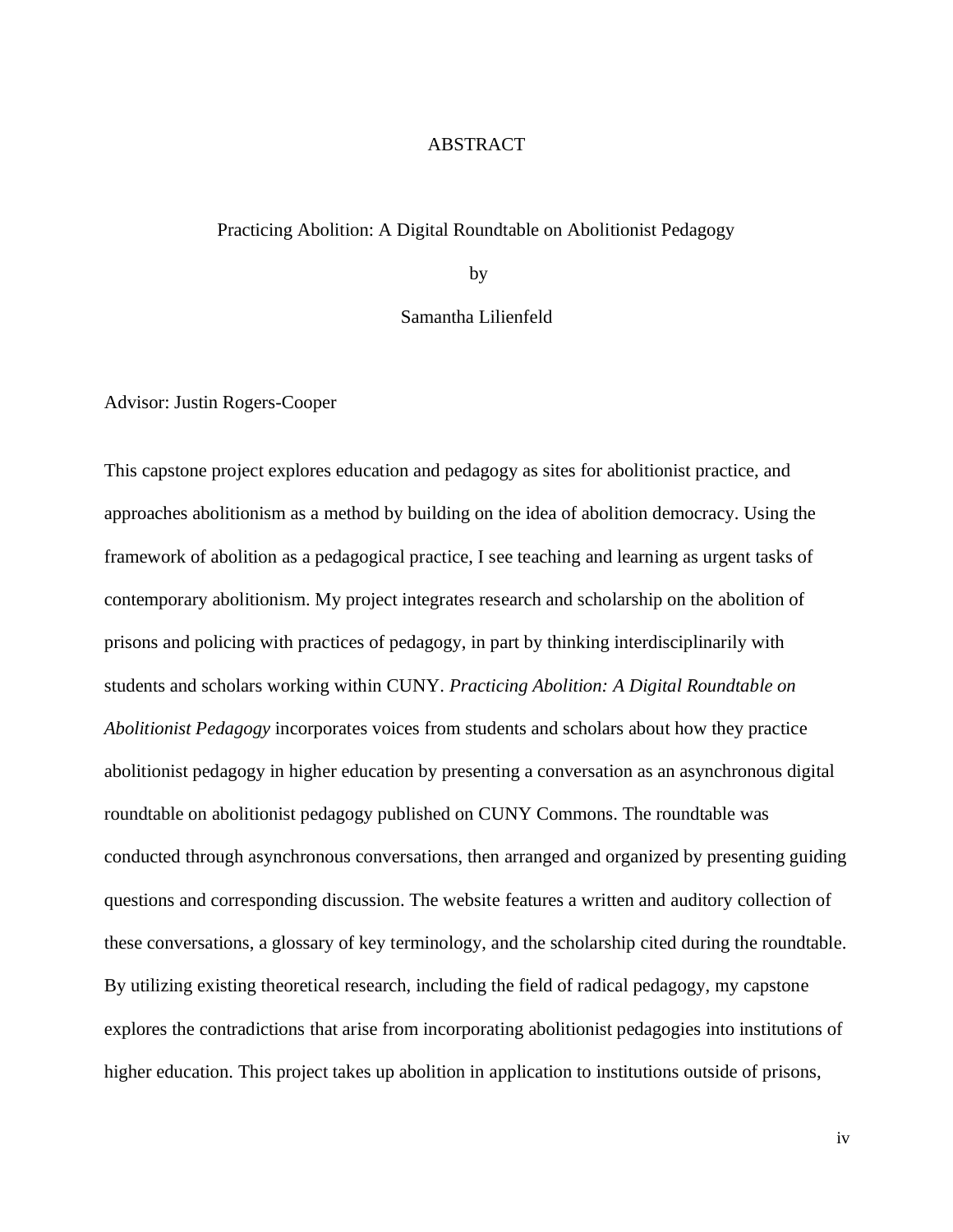# ABSTRACT

Practicing Abolition: A Digital Roundtable on Abolitionist Pedagogy

by

Samantha Lilienfeld

Advisor: Justin Rogers-Cooper

This capstone project explores education and pedagogy as sites for abolitionist practice, and approaches abolitionism as a method by building on the idea of abolition democracy. Using the framework of abolition as a pedagogical practice, I see teaching and learning as urgent tasks of contemporary abolitionism. My project integrates research and scholarship on the abolition of prisons and policing with practices of pedagogy, in part by thinking interdisciplinarily with students and scholars working within CUNY. *Practicing Abolition: A Digital Roundtable on Abolitionist Pedagogy* incorporates voices from students and scholars about how they practice abolitionist pedagogy in higher education by presenting a conversation as an asynchronous digital roundtable on abolitionist pedagogy published on CUNY Commons. The roundtable was conducted through asynchronous conversations, then arranged and organized by presenting guiding questions and corresponding discussion. The website features a written and auditory collection of these conversations, a glossary of key terminology, and the scholarship cited during the roundtable. By utilizing existing theoretical research, including the field of radical pedagogy, my capstone explores the contradictions that arise from incorporating abolitionist pedagogies into institutions of higher education. This project takes up abolition in application to institutions outside of prisons,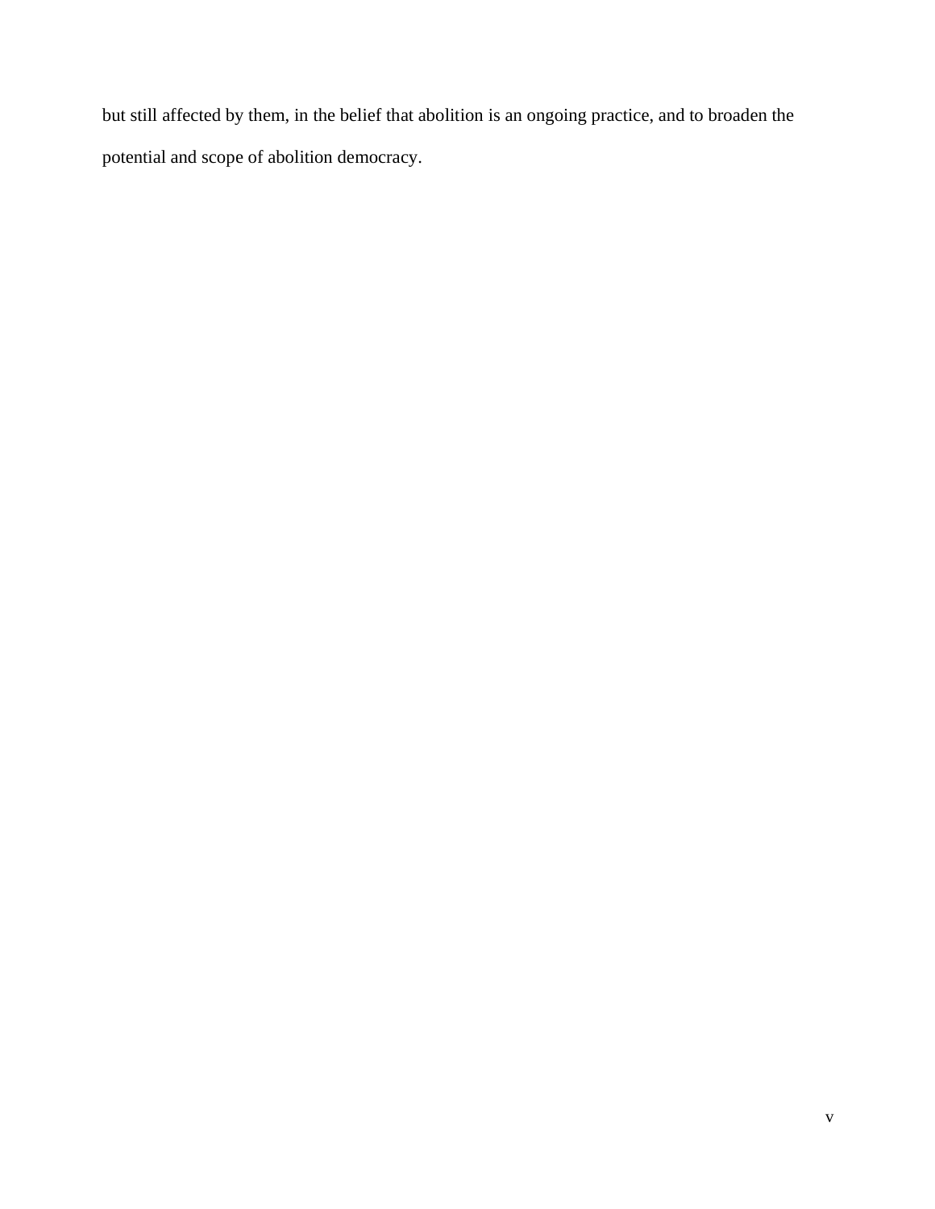but still affected by them, in the belief that abolition is an ongoing practice, and to broaden the potential and scope of abolition democracy.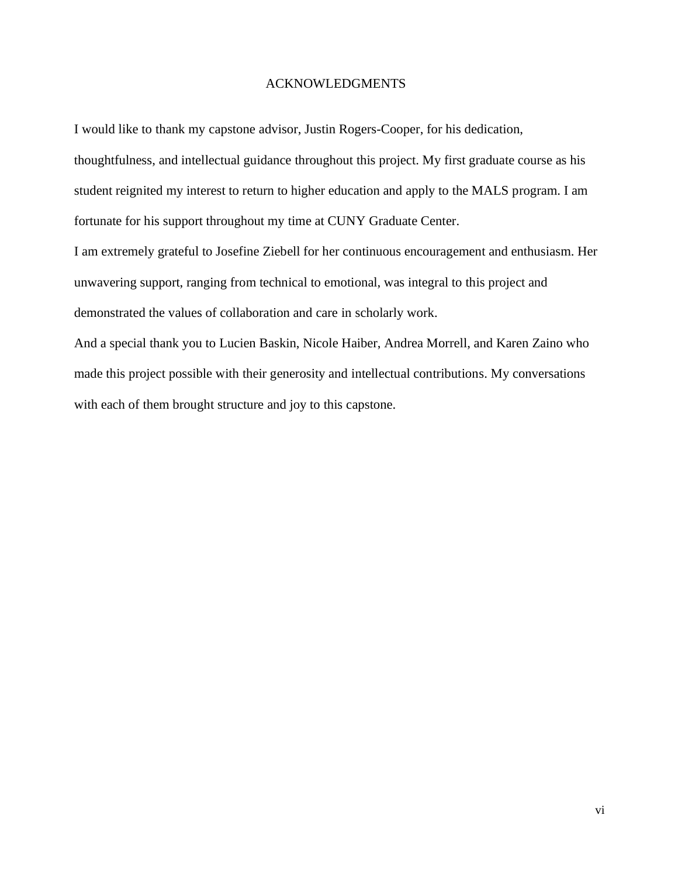# ACKNOWLEDGMENTS

I would like to thank my capstone advisor, Justin Rogers-Cooper, for his dedication, thoughtfulness, and intellectual guidance throughout this project. My first graduate course as his student reignited my interest to return to higher education and apply to the MALS program. I am fortunate for his support throughout my time at CUNY Graduate Center.

I am extremely grateful to Josefine Ziebell for her continuous encouragement and enthusiasm. Her unwavering support, ranging from technical to emotional, was integral to this project and demonstrated the values of collaboration and care in scholarly work.

And a special thank you to Lucien Baskin, Nicole Haiber, Andrea Morrell, and Karen Zaino who made this project possible with their generosity and intellectual contributions. My conversations with each of them brought structure and joy to this capstone.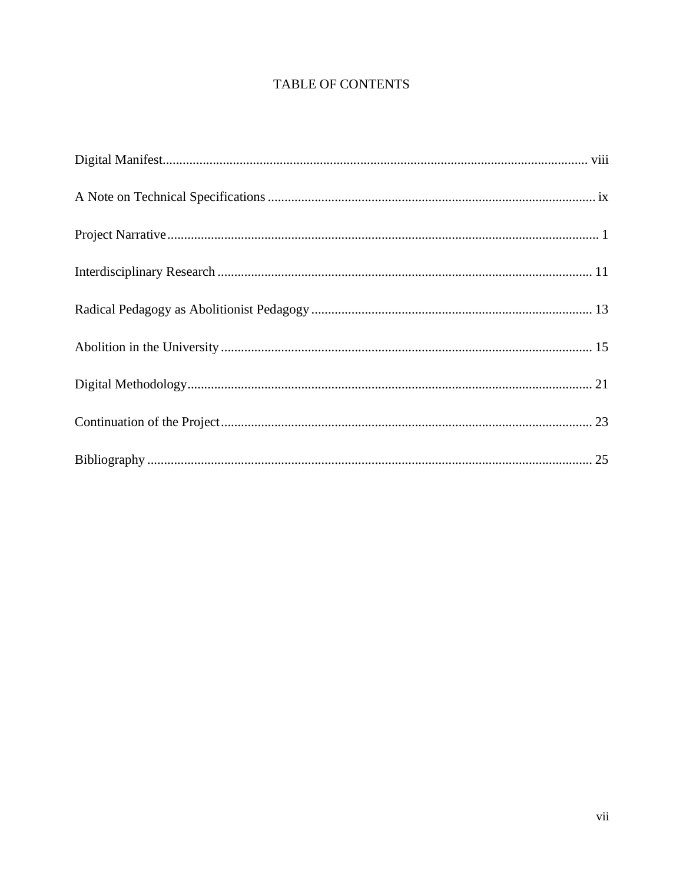# TABLE OF CONTENTS

Digital Manifest ............................................................ viii

A Note on Technical Specifications ............................................................ ix

Project Narrative ............................................................ 1

Interdisciplinary Research ............................................................ 11

Radical Pedagogy as Abolitionist Pedagogy ............................................................ 13

Abolition in the University ............................................................ 15

Digital Methodology ............................................................ 21

Continuation of the Project ............................................................ 23

Bibliography ............................................................ 25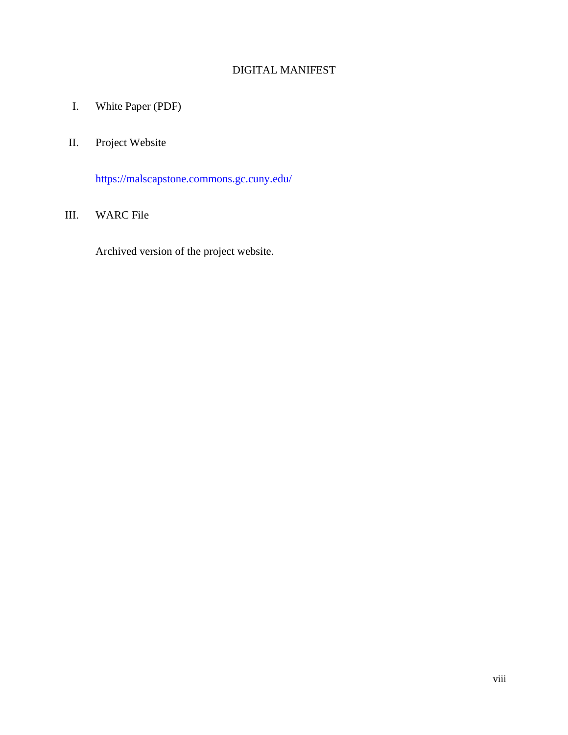# DIGITAL MANIFEST

I. White Paper (PDF)

II. Project Website

   https://malscapstone.commons.gc.cuny.edu/

III. WARC File

   Archived version of the project website.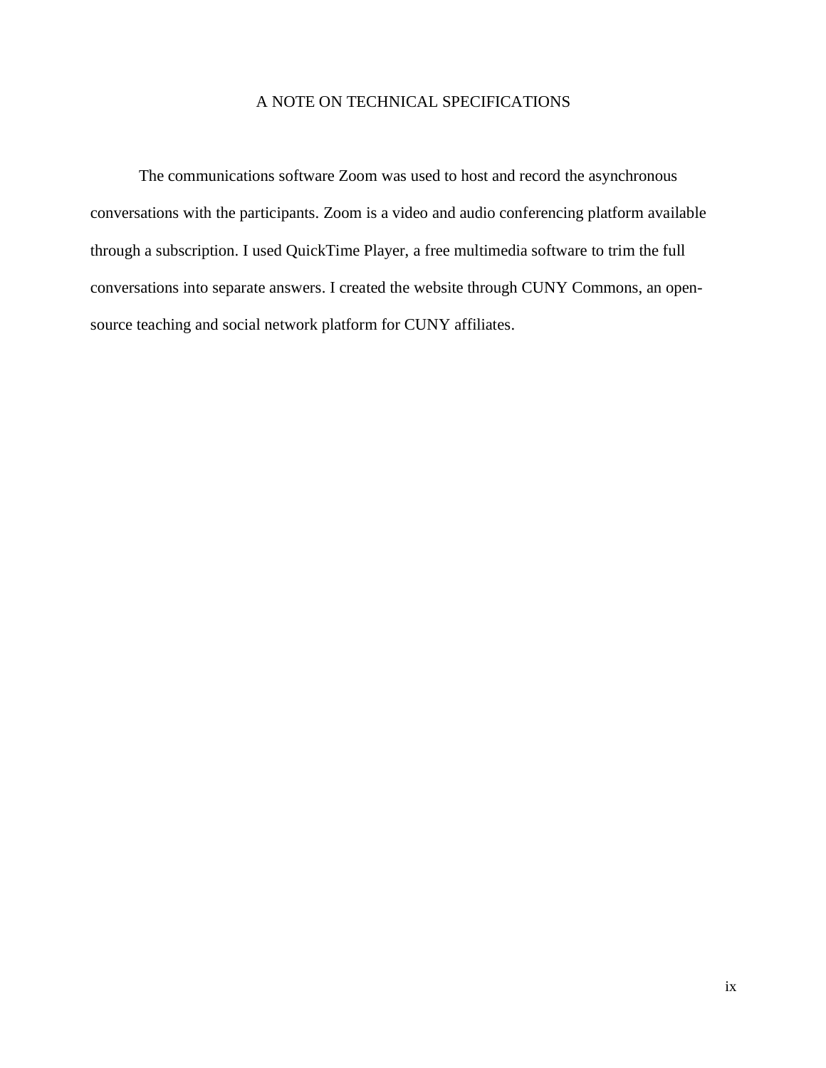## A NOTE ON TECHNICAL SPECIFICATIONS

The communications software Zoom was used to host and record the asynchronous conversations with the participants. Zoom is a video and audio conferencing platform available through a subscription. I used QuickTime Player, a free multimedia software to trim the full conversations into separate answers. I created the website through CUNY Commons, an open-source teaching and social network platform for CUNY affiliates.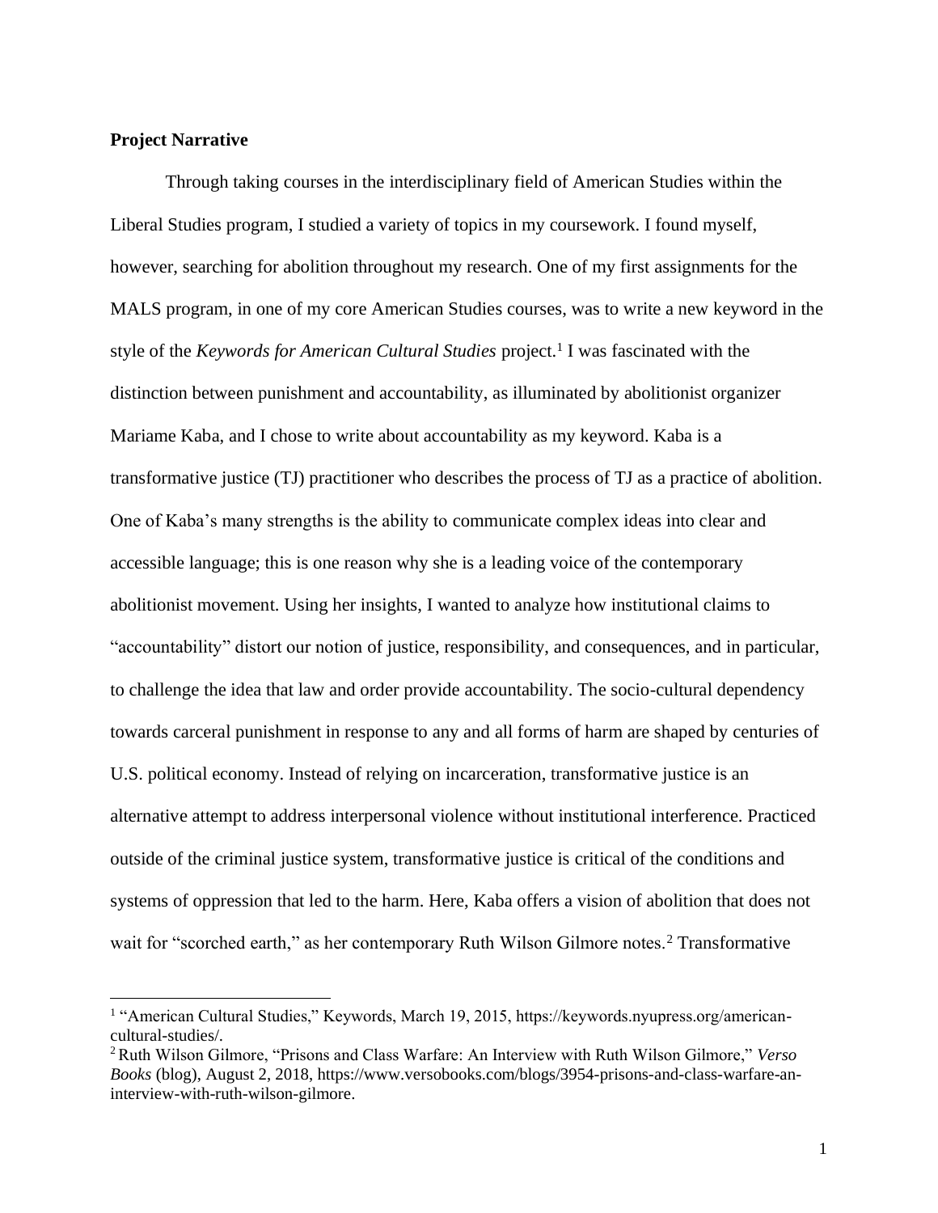**Project Narrative**

Through taking courses in the interdisciplinary field of American Studies within the Liberal Studies program, I studied a variety of topics in my coursework. I found myself, however, searching for abolition throughout my research. One of my first assignments for the MALS program, in one of my core American Studies courses, was to write a new keyword in the style of the *Keywords for American Cultural Studies* project.[1] I was fascinated with the distinction between punishment and accountability, as illuminated by abolitionist organizer Mariame Kaba, and I chose to write about accountability as my keyword. Kaba is a transformative justice (TJ) practitioner who describes the process of TJ as a practice of abolition. One of Kaba's many strengths is the ability to communicate complex ideas into clear and accessible language; this is one reason why she is a leading voice of the contemporary abolitionist movement. Using her insights, I wanted to analyze how institutional claims to "accountability" distort our notion of justice, responsibility, and consequences, and in particular, to challenge the idea that law and order provide accountability. The socio-cultural dependency towards carceral punishment in response to any and all forms of harm are shaped by centuries of U.S. political economy. Instead of relying on incarceration, transformative justice is an alternative attempt to address interpersonal violence without institutional interference. Practiced outside of the criminal justice system, transformative justice is critical of the conditions and systems of oppression that led to the harm. Here, Kaba offers a vision of abolition that does not wait for "scorched earth," as her contemporary Ruth Wilson Gilmore notes.[2] Transformative

---

[1] "American Cultural Studies," Keywords, March 19, 2015, https://keywords.nyupress.org/american-cultural-studies/.

[2] Ruth Wilson Gilmore, "Prisons and Class Warfare: An Interview with Ruth Wilson Gilmore," *Verso Books* (blog), August 2, 2018, https://www.versobooks.com/blogs/3954-prisons-and-class-warfare-an-interview-with-ruth-wilson-gilmore.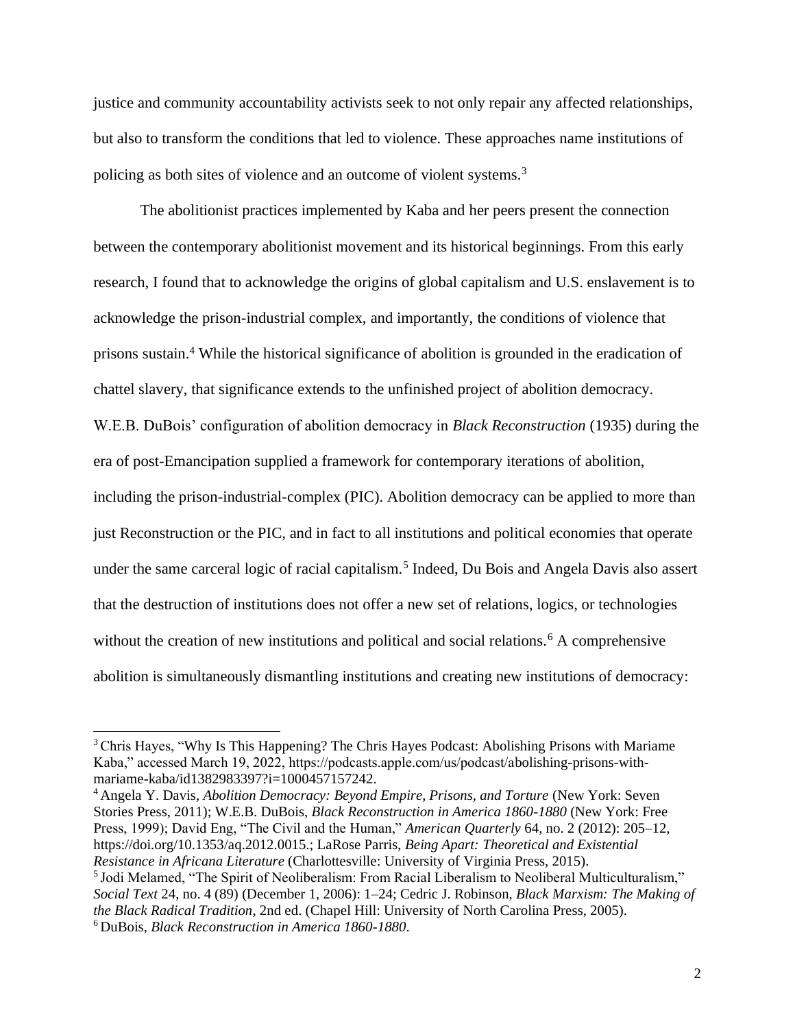justice and community accountability activists seek to not only repair any affected relationships, but also to transform the conditions that led to violence. These approaches name institutions of policing as both sites of violence and an outcome of violent systems.[3]

The abolitionist practices implemented by Kaba and her peers present the connection between the contemporary abolitionist movement and its historical beginnings. From this early research, I found that to acknowledge the origins of global capitalism and U.S. enslavement is to acknowledge the prison-industrial complex, and importantly, the conditions of violence that prisons sustain.[4] While the historical significance of abolition is grounded in the eradication of chattel slavery, that significance extends to the unfinished project of abolition democracy. W.E.B. DuBois' configuration of abolition democracy in *Black Reconstruction* (1935) during the era of post-Emancipation supplied a framework for contemporary iterations of abolition, including the prison-industrial-complex (PIC). Abolition democracy can be applied to more than just Reconstruction or the PIC, and in fact to all institutions and political economies that operate under the same carceral logic of racial capitalism.[5] Indeed, Du Bois and Angela Davis also assert that the destruction of institutions does not offer a new set of relations, logics, or technologies without the creation of new institutions and political and social relations.[6] A comprehensive abolition is simultaneously dismantling institutions and creating new institutions of democracy:

---

[3] Chris Hayes, "Why Is This Happening? The Chris Hayes Podcast: Abolishing Prisons with Mariame Kaba," accessed March 19, 2022, https://podcasts.apple.com/us/podcast/abolishing-prisons-with-mariame-kaba/id1382983397?i=1000457157242.

[4] Angela Y. Davis, *Abolition Democracy: Beyond Empire, Prisons, and Torture* (New York: Seven Stories Press, 2011); W.E.B. DuBois, *Black Reconstruction in America 1860-1880* (New York: Free Press, 1999); David Eng, "The Civil and the Human," *American Quarterly* 64, no. 2 (2012): 205–12, https://doi.org/10.1353/aq.2012.0015.; LaRose Parris, *Being Apart: Theoretical and Existential Resistance in Africana Literature* (Charlottesville: University of Virginia Press, 2015).

[5] Jodi Melamed, "The Spirit of Neoliberalism: From Racial Liberalism to Neoliberal Multiculturalism," *Social Text* 24, no. 4 (89) (December 1, 2006): 1–24; Cedric J. Robinson, *Black Marxism: The Making of the Black Radical Tradition*, 2nd ed. (Chapel Hill: University of North Carolina Press, 2005).

[6] DuBois, *Black Reconstruction in America 1860-1880*.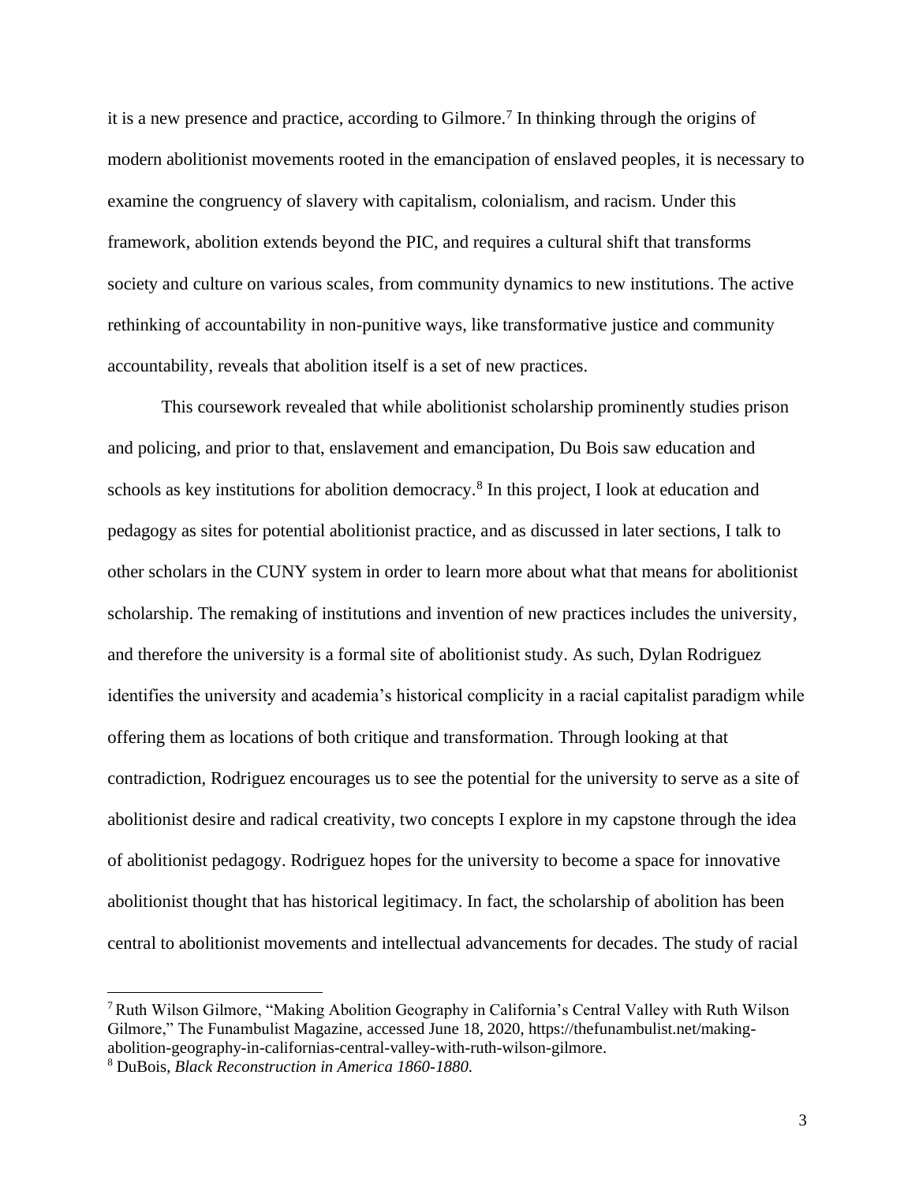it is a new presence and practice, according to Gilmore.[7] In thinking through the origins of modern abolitionist movements rooted in the emancipation of enslaved peoples, it is necessary to examine the congruency of slavery with capitalism, colonialism, and racism. Under this framework, abolition extends beyond the PIC, and requires a cultural shift that transforms society and culture on various scales, from community dynamics to new institutions. The active rethinking of accountability in non-punitive ways, like transformative justice and community accountability, reveals that abolition itself is a set of new practices.

This coursework revealed that while abolitionist scholarship prominently studies prison and policing, and prior to that, enslavement and emancipation, Du Bois saw education and schools as key institutions for abolition democracy.[8] In this project, I look at education and pedagogy as sites for potential abolitionist practice, and as discussed in later sections, I talk to other scholars in the CUNY system in order to learn more about what that means for abolitionist scholarship. The remaking of institutions and invention of new practices includes the university, and therefore the university is a formal site of abolitionist study. As such, Dylan Rodriguez identifies the university and academia's historical complicity in a racial capitalist paradigm while offering them as locations of both critique and transformation. Through looking at that contradiction, Rodriguez encourages us to see the potential for the university to serve as a site of abolitionist desire and radical creativity, two concepts I explore in my capstone through the idea of abolitionist pedagogy. Rodriguez hopes for the university to become a space for innovative abolitionist thought that has historical legitimacy. In fact, the scholarship of abolition has been central to abolitionist movements and intellectual advancements for decades. The study of racial

---

[7] Ruth Wilson Gilmore, "Making Abolition Geography in California's Central Valley with Ruth Wilson Gilmore," The Funambulist Magazine, accessed June 18, 2020, https://thefunambulist.net/making-abolition-geography-in-californias-central-valley-with-ruth-wilson-gilmore.

[8] DuBois, *Black Reconstruction in America 1860-1880*.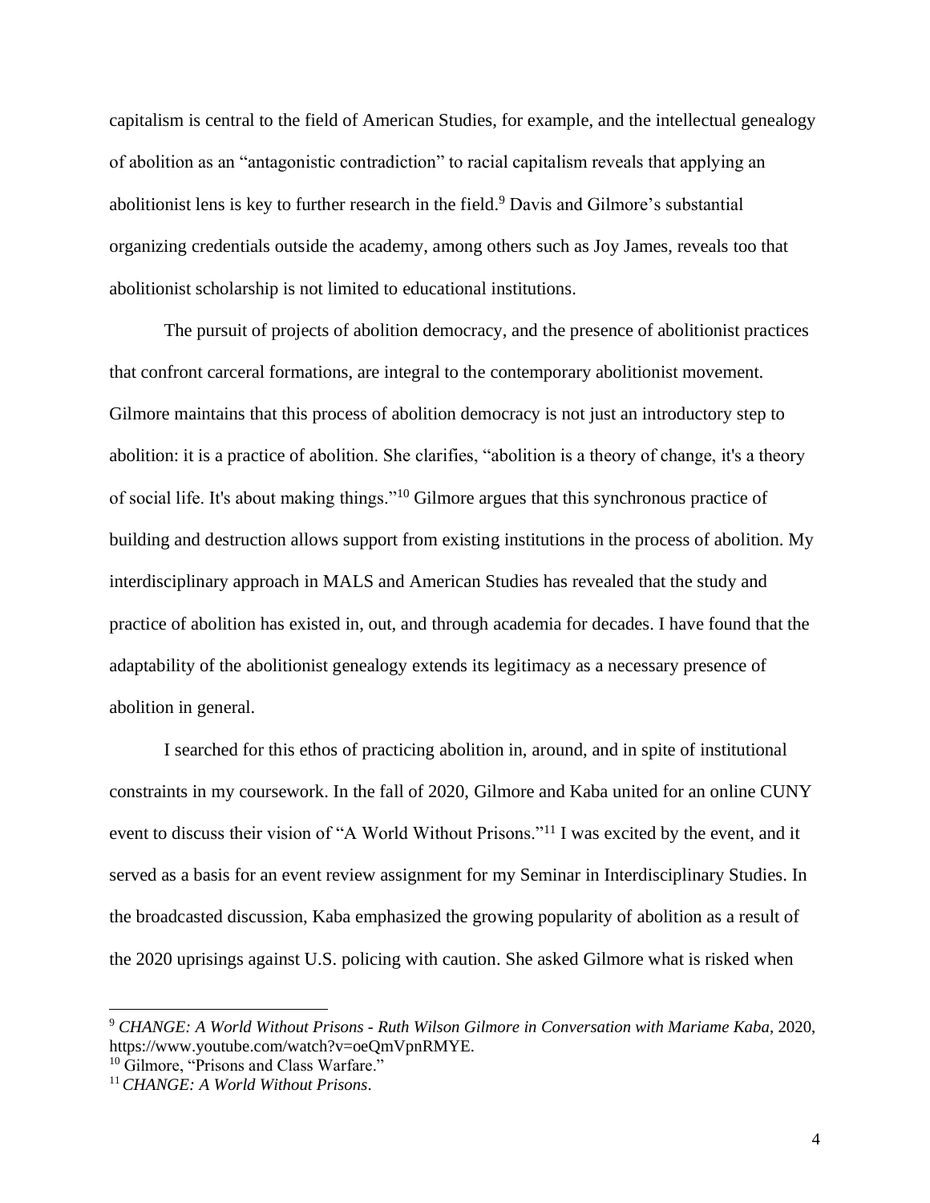capitalism is central to the field of American Studies, for example, and the intellectual genealogy of abolition as an "antagonistic contradiction" to racial capitalism reveals that applying an abolitionist lens is key to further research in the field.[9] Davis and Gilmore's substantial organizing credentials outside the academy, among others such as Joy James, reveals too that abolitionist scholarship is not limited to educational institutions.

The pursuit of projects of abolition democracy, and the presence of abolitionist practices that confront carceral formations, are integral to the contemporary abolitionist movement. Gilmore maintains that this process of abolition democracy is not just an introductory step to abolition: it is a practice of abolition. She clarifies, "abolition is a theory of change, it's a theory of social life. It's about making things."[10] Gilmore argues that this synchronous practice of building and destruction allows support from existing institutions in the process of abolition. My interdisciplinary approach in MALS and American Studies has revealed that the study and practice of abolition has existed in, out, and through academia for decades. I have found that the adaptability of the abolitionist genealogy extends its legitimacy as a necessary presence of abolition in general.

I searched for this ethos of practicing abolition in, around, and in spite of institutional constraints in my coursework. In the fall of 2020, Gilmore and Kaba united for an online CUNY event to discuss their vision of "A World Without Prisons."[11] I was excited by the event, and it served as a basis for an event review assignment for my Seminar in Interdisciplinary Studies. In the broadcasted discussion, Kaba emphasized the growing popularity of abolition as a result of the 2020 uprisings against U.S. policing with caution. She asked Gilmore what is risked when

---

[9] *CHANGE: A World Without Prisons - Ruth Wilson Gilmore in Conversation with Mariame Kaba*, 2020, https://www.youtube.com/watch?v=oeQmVpnRMYE.

[10] Gilmore, "Prisons and Class Warfare."

[11] *CHANGE: A World Without Prisons*.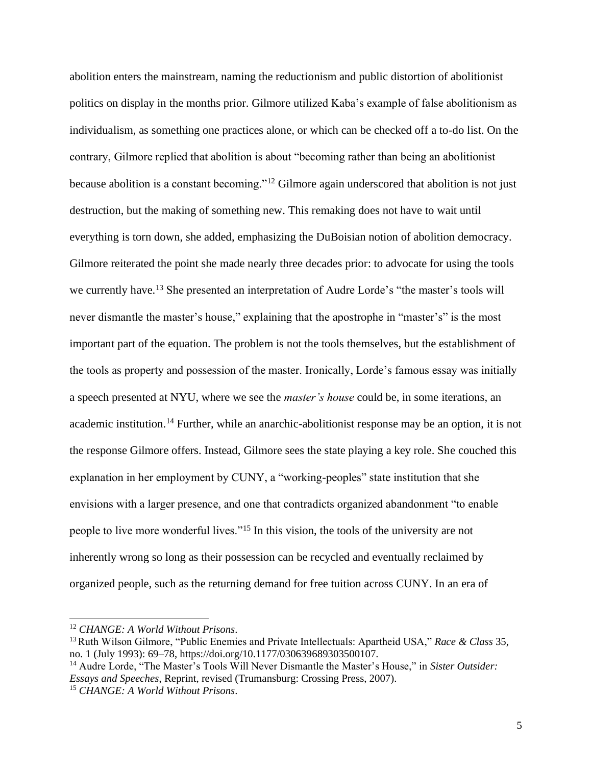abolition enters the mainstream, naming the reductionism and public distortion of abolitionist politics on display in the months prior. Gilmore utilized Kaba's example of false abolitionism as individualism, as something one practices alone, or which can be checked off a to-do list. On the contrary, Gilmore replied that abolition is about "becoming rather than being an abolitionist because abolition is a constant becoming."[12] Gilmore again underscored that abolition is not just destruction, but the making of something new. This remaking does not have to wait until everything is torn down, she added, emphasizing the DuBoisian notion of abolition democracy. Gilmore reiterated the point she made nearly three decades prior: to advocate for using the tools we currently have.[13] She presented an interpretation of Audre Lorde's "the master's tools will never dismantle the master's house," explaining that the apostrophe in "master's" is the most important part of the equation. The problem is not the tools themselves, but the establishment of the tools as property and possession of the master. Ironically, Lorde's famous essay was initially a speech presented at NYU, where we see the *master's house* could be, in some iterations, an academic institution.[14] Further, while an anarchic-abolitionist response may be an option, it is not the response Gilmore offers. Instead, Gilmore sees the state playing a key role. She couched this explanation in her employment by CUNY, a "working-peoples" state institution that she envisions with a larger presence, and one that contradicts organized abandonment "to enable people to live more wonderful lives."[15] In this vision, the tools of the university are not inherently wrong so long as their possession can be recycled and eventually reclaimed by organized people, such as the returning demand for free tuition across CUNY. In an era of

---

[12] *CHANGE: A World Without Prisons*.

[13] Ruth Wilson Gilmore, "Public Enemies and Private Intellectuals: Apartheid USA," *Race & Class* 35, no. 1 (July 1993): 69–78, https://doi.org/10.1177/030639689303500107.

[14] Audre Lorde, "The Master's Tools Will Never Dismantle the Master's House," in *Sister Outsider: Essays and Speeches*, Reprint, revised (Trumansburg: Crossing Press, 2007).

[15] *CHANGE: A World Without Prisons*.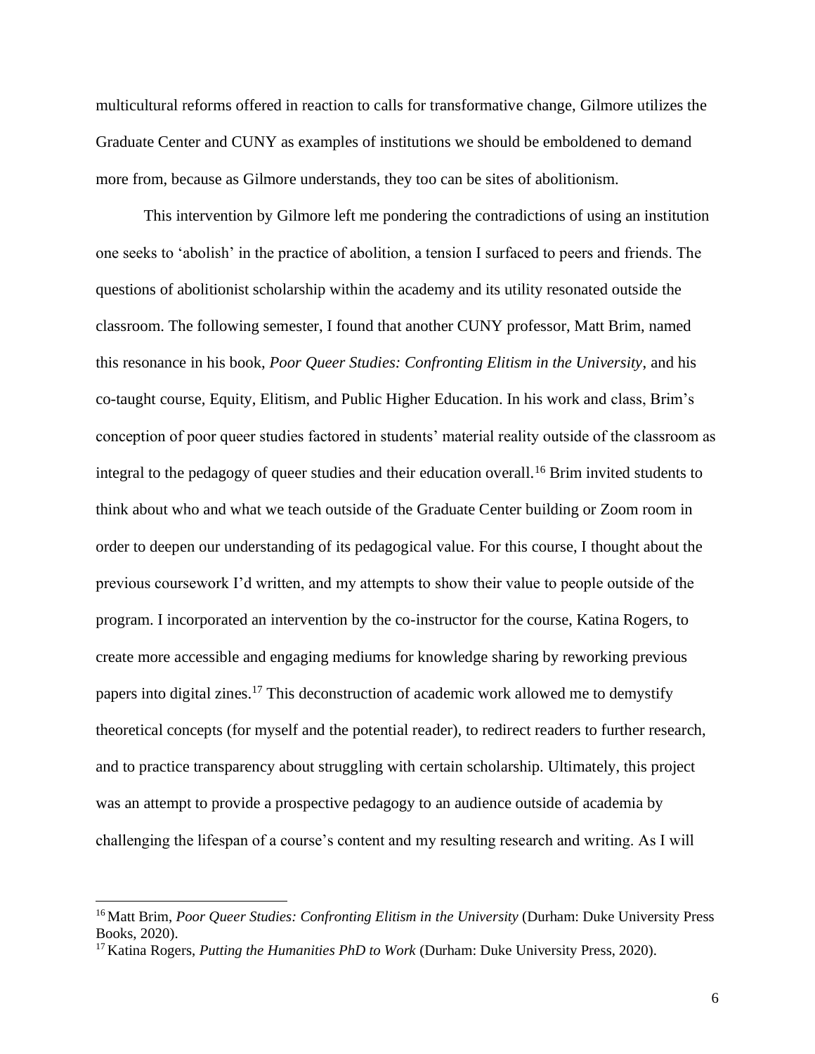multicultural reforms offered in reaction to calls for transformative change, Gilmore utilizes the Graduate Center and CUNY as examples of institutions we should be emboldened to demand more from, because as Gilmore understands, they too can be sites of abolitionism.

This intervention by Gilmore left me pondering the contradictions of using an institution one seeks to 'abolish' in the practice of abolition, a tension I surfaced to peers and friends. The questions of abolitionist scholarship within the academy and its utility resonated outside the classroom. The following semester, I found that another CUNY professor, Matt Brim, named this resonance in his book, *Poor Queer Studies: Confronting Elitism in the University*, and his co-taught course, Equity, Elitism, and Public Higher Education. In his work and class, Brim's conception of poor queer studies factored in students' material reality outside of the classroom as integral to the pedagogy of queer studies and their education overall.[16] Brim invited students to think about who and what we teach outside of the Graduate Center building or Zoom room in order to deepen our understanding of its pedagogical value. For this course, I thought about the previous coursework I'd written, and my attempts to show their value to people outside of the program. I incorporated an intervention by the co-instructor for the course, Katina Rogers, to create more accessible and engaging mediums for knowledge sharing by reworking previous papers into digital zines.[17] This deconstruction of academic work allowed me to demystify theoretical concepts (for myself and the potential reader), to redirect readers to further research, and to practice transparency about struggling with certain scholarship. Ultimately, this project was an attempt to provide a prospective pedagogy to an audience outside of academia by challenging the lifespan of a course's content and my resulting research and writing. As I will

---

[16] Matt Brim, *Poor Queer Studies: Confronting Elitism in the University* (Durham: Duke University Press Books, 2020).

[17] Katina Rogers, *Putting the Humanities PhD to Work* (Durham: Duke University Press, 2020).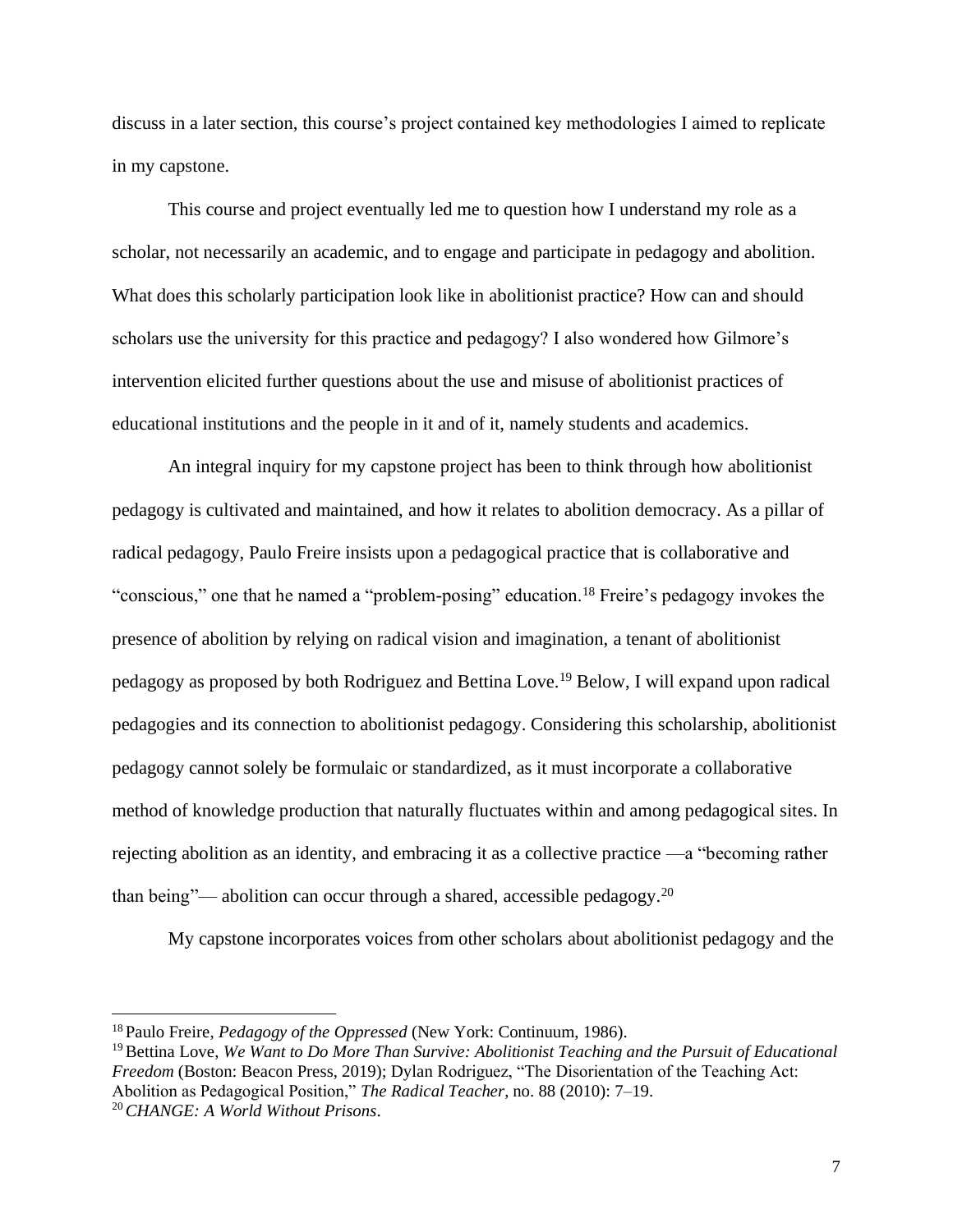discuss in a later section, this course's project contained key methodologies I aimed to replicate in my capstone.

This course and project eventually led me to question how I understand my role as a scholar, not necessarily an academic, and to engage and participate in pedagogy and abolition. What does this scholarly participation look like in abolitionist practice? How can and should scholars use the university for this practice and pedagogy? I also wondered how Gilmore's intervention elicited further questions about the use and misuse of abolitionist practices of educational institutions and the people in it and of it, namely students and academics.

An integral inquiry for my capstone project has been to think through how abolitionist pedagogy is cultivated and maintained, and how it relates to abolition democracy. As a pillar of radical pedagogy, Paulo Freire insists upon a pedagogical practice that is collaborative and "conscious," one that he named a "problem-posing" education.[18] Freire's pedagogy invokes the presence of abolition by relying on radical vision and imagination, a tenant of abolitionist pedagogy as proposed by both Rodriguez and Bettina Love.[19] Below, I will expand upon radical pedagogies and its connection to abolitionist pedagogy. Considering this scholarship, abolitionist pedagogy cannot solely be formulaic or standardized, as it must incorporate a collaborative method of knowledge production that naturally fluctuates within and among pedagogical sites. In rejecting abolition as an identity, and embracing it as a collective practice —a "becoming rather than being"— abolition can occur through a shared, accessible pedagogy.[20]

My capstone incorporates voices from other scholars about abolitionist pedagogy and the

---

[18] Paulo Freire, *Pedagogy of the Oppressed* (New York: Continuum, 1986).

[19] Bettina Love, *We Want to Do More Than Survive: Abolitionist Teaching and the Pursuit of Educational Freedom* (Boston: Beacon Press, 2019); Dylan Rodriguez, "The Disorientation of the Teaching Act: Abolition as Pedagogical Position," *The Radical Teacher*, no. 88 (2010): 7–19.

[20] *CHANGE: A World Without Prisons*.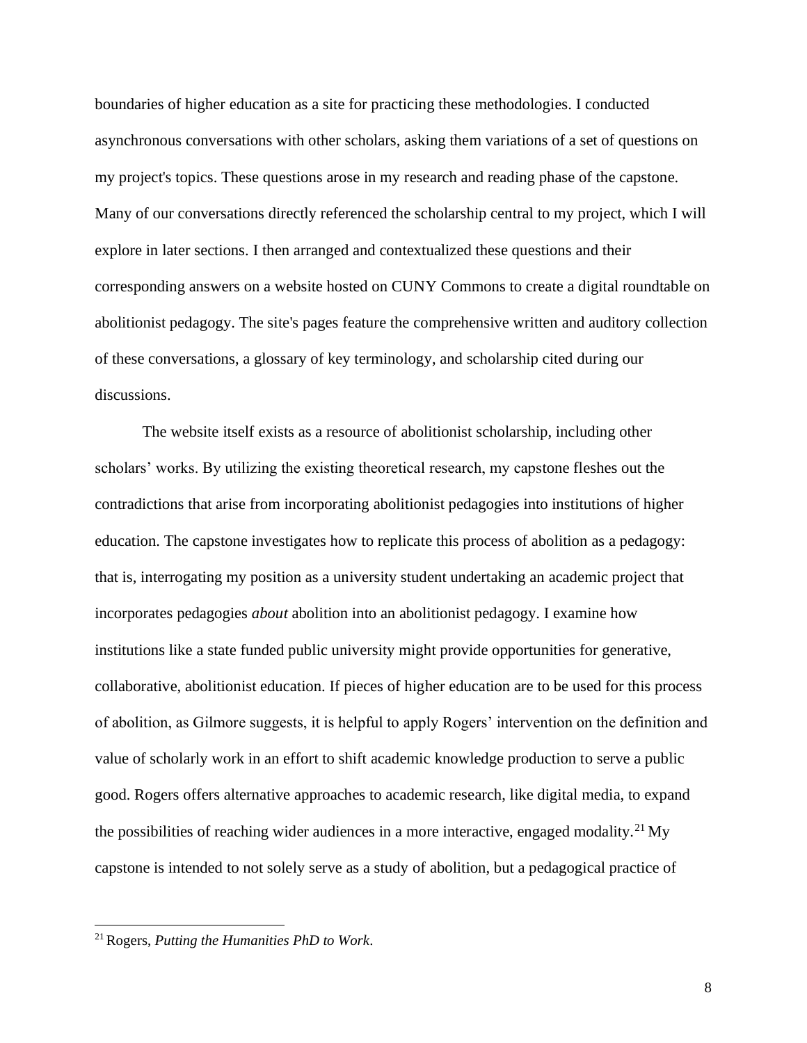boundaries of higher education as a site for practicing these methodologies. I conducted asynchronous conversations with other scholars, asking them variations of a set of questions on my project's topics. These questions arose in my research and reading phase of the capstone. Many of our conversations directly referenced the scholarship central to my project, which I will explore in later sections. I then arranged and contextualized these questions and their corresponding answers on a website hosted on CUNY Commons to create a digital roundtable on abolitionist pedagogy. The site's pages feature the comprehensive written and auditory collection of these conversations, a glossary of key terminology, and scholarship cited during our discussions.

The website itself exists as a resource of abolitionist scholarship, including other scholars' works. By utilizing the existing theoretical research, my capstone fleshes out the contradictions that arise from incorporating abolitionist pedagogies into institutions of higher education. The capstone investigates how to replicate this process of abolition as a pedagogy: that is, interrogating my position as a university student undertaking an academic project that incorporates pedagogies *about* abolition into an abolitionist pedagogy. I examine how institutions like a state funded public university might provide opportunities for generative, collaborative, abolitionist education. If pieces of higher education are to be used for this process of abolition, as Gilmore suggests, it is helpful to apply Rogers' intervention on the definition and value of scholarly work in an effort to shift academic knowledge production to serve a public good. Rogers offers alternative approaches to academic research, like digital media, to expand the possibilities of reaching wider audiences in a more interactive, engaged modality.[21] My capstone is intended to not solely serve as a study of abolition, but a pedagogical practice of

[21] Rogers, *Putting the Humanities PhD to Work*.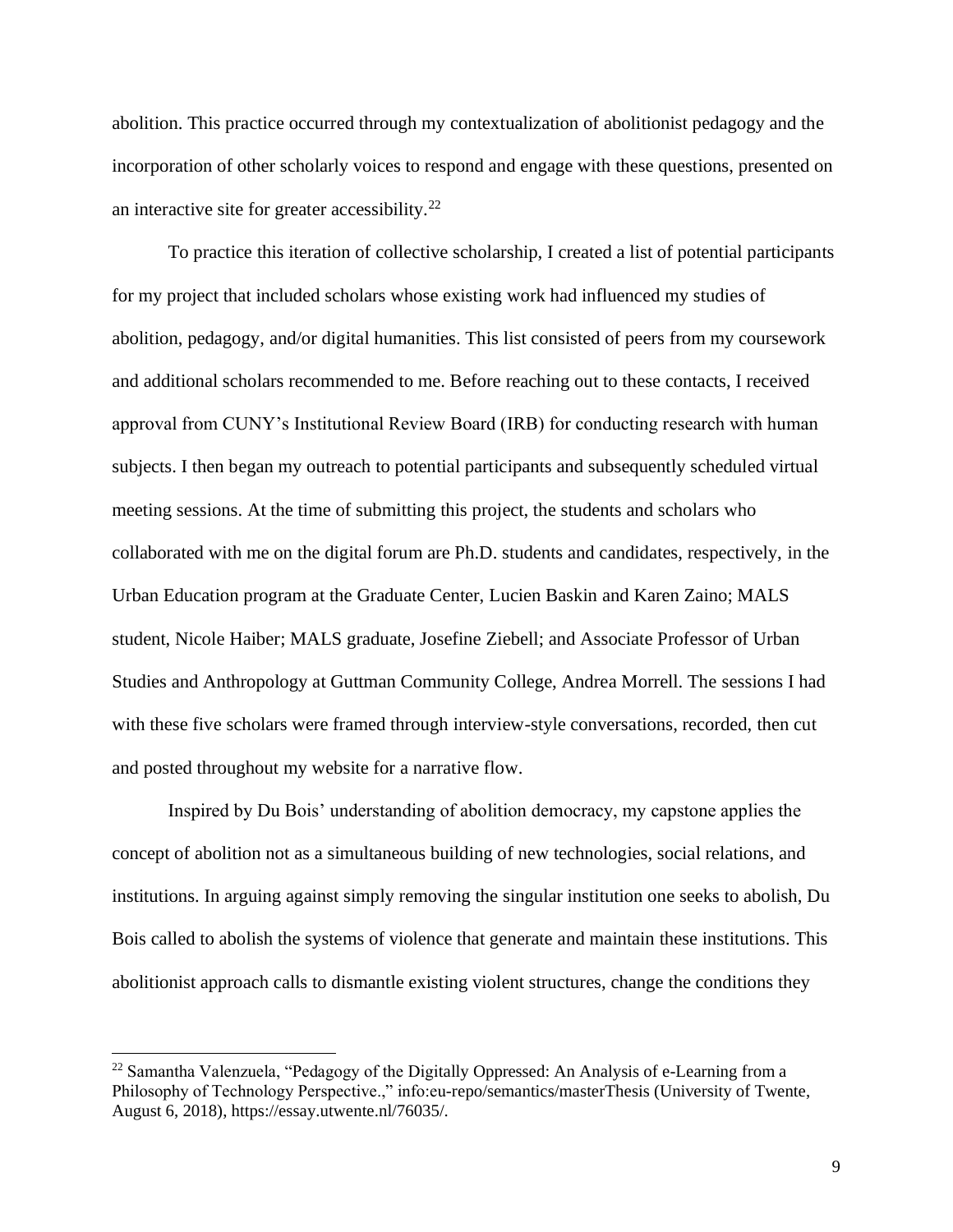abolition. This practice occurred through my contextualization of abolitionist pedagogy and the incorporation of other scholarly voices to respond and engage with these questions, presented on an interactive site for greater accessibility.[22]

To practice this iteration of collective scholarship, I created a list of potential participants for my project that included scholars whose existing work had influenced my studies of abolition, pedagogy, and/or digital humanities. This list consisted of peers from my coursework and additional scholars recommended to me. Before reaching out to these contacts, I received approval from CUNY's Institutional Review Board (IRB) for conducting research with human subjects. I then began my outreach to potential participants and subsequently scheduled virtual meeting sessions. At the time of submitting this project, the students and scholars who collaborated with me on the digital forum are Ph.D. students and candidates, respectively, in the Urban Education program at the Graduate Center, Lucien Baskin and Karen Zaino; MALS student, Nicole Haiber; MALS graduate, Josefine Ziebell; and Associate Professor of Urban Studies and Anthropology at Guttman Community College, Andrea Morrell. The sessions I had with these five scholars were framed through interview-style conversations, recorded, then cut and posted throughout my website for a narrative flow.

Inspired by Du Bois' understanding of abolition democracy, my capstone applies the concept of abolition not as a simultaneous building of new technologies, social relations, and institutions. In arguing against simply removing the singular institution one seeks to abolish, Du Bois called to abolish the systems of violence that generate and maintain these institutions. This abolitionist approach calls to dismantle existing violent structures, change the conditions they

[22] Samantha Valenzuela, "Pedagogy of the Digitally Oppressed: An Analysis of e-Learning from a Philosophy of Technology Perspective.," info:eu-repo/semantics/masterThesis (University of Twente, August 6, 2018), https://essay.utwente.nl/76035/.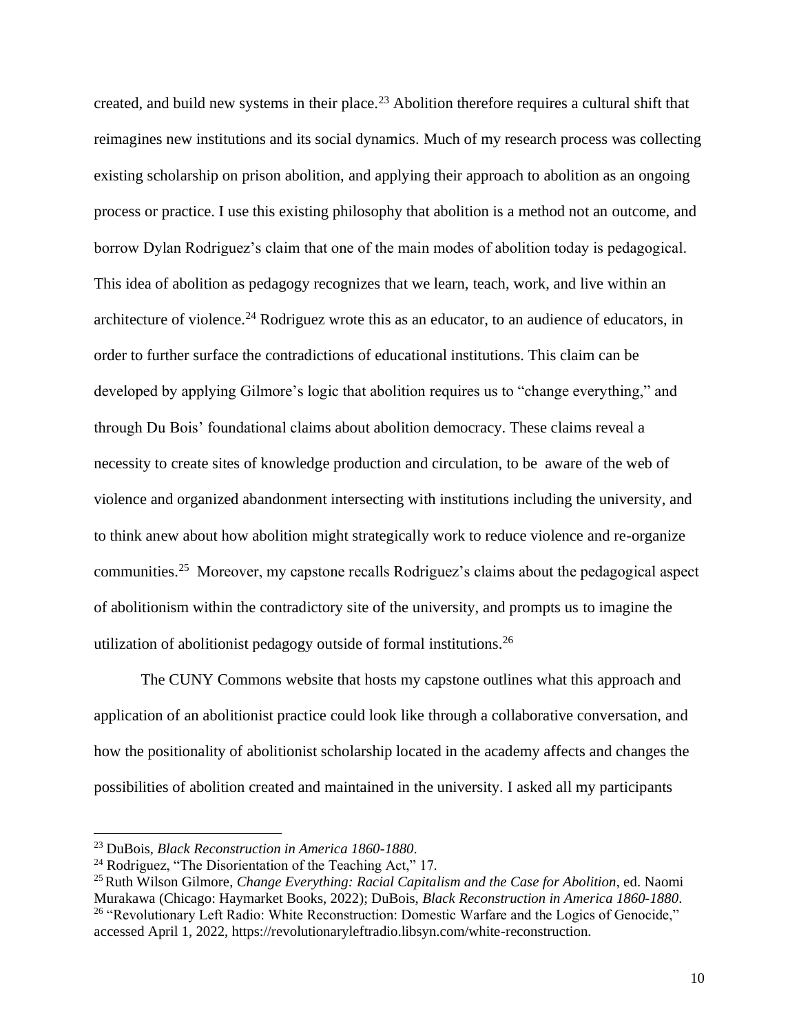created, and build new systems in their place.[23] Abolition therefore requires a cultural shift that reimagines new institutions and its social dynamics. Much of my research process was collecting existing scholarship on prison abolition, and applying their approach to abolition as an ongoing process or practice. I use this existing philosophy that abolition is a method not an outcome, and borrow Dylan Rodriguez's claim that one of the main modes of abolition today is pedagogical. This idea of abolition as pedagogy recognizes that we learn, teach, work, and live within an architecture of violence.[24] Rodriguez wrote this as an educator, to an audience of educators, in order to further surface the contradictions of educational institutions. This claim can be developed by applying Gilmore's logic that abolition requires us to "change everything," and through Du Bois' foundational claims about abolition democracy. These claims reveal a necessity to create sites of knowledge production and circulation, to be aware of the web of violence and organized abandonment intersecting with institutions including the university, and to think anew about how abolition might strategically work to reduce violence and re-organize communities.[25] Moreover, my capstone recalls Rodriguez's claims about the pedagogical aspect of abolitionism within the contradictory site of the university, and prompts us to imagine the utilization of abolitionist pedagogy outside of formal institutions.[26]

The CUNY Commons website that hosts my capstone outlines what this approach and application of an abolitionist practice could look like through a collaborative conversation, and how the positionality of abolitionist scholarship located in the academy affects and changes the possibilities of abolition created and maintained in the university. I asked all my participants

---

[23] DuBois, *Black Reconstruction in America 1860-1880*.

[24] Rodriguez, "The Disorientation of the Teaching Act," 17.

[25] Ruth Wilson Gilmore, *Change Everything: Racial Capitalism and the Case for Abolition*, ed. Naomi Murakawa (Chicago: Haymarket Books, 2022); DuBois, *Black Reconstruction in America 1860-1880*.

[26] "Revolutionary Left Radio: White Reconstruction: Domestic Warfare and the Logics of Genocide," accessed April 1, 2022, https://revolutionaryleftradio.libsyn.com/white-reconstruction.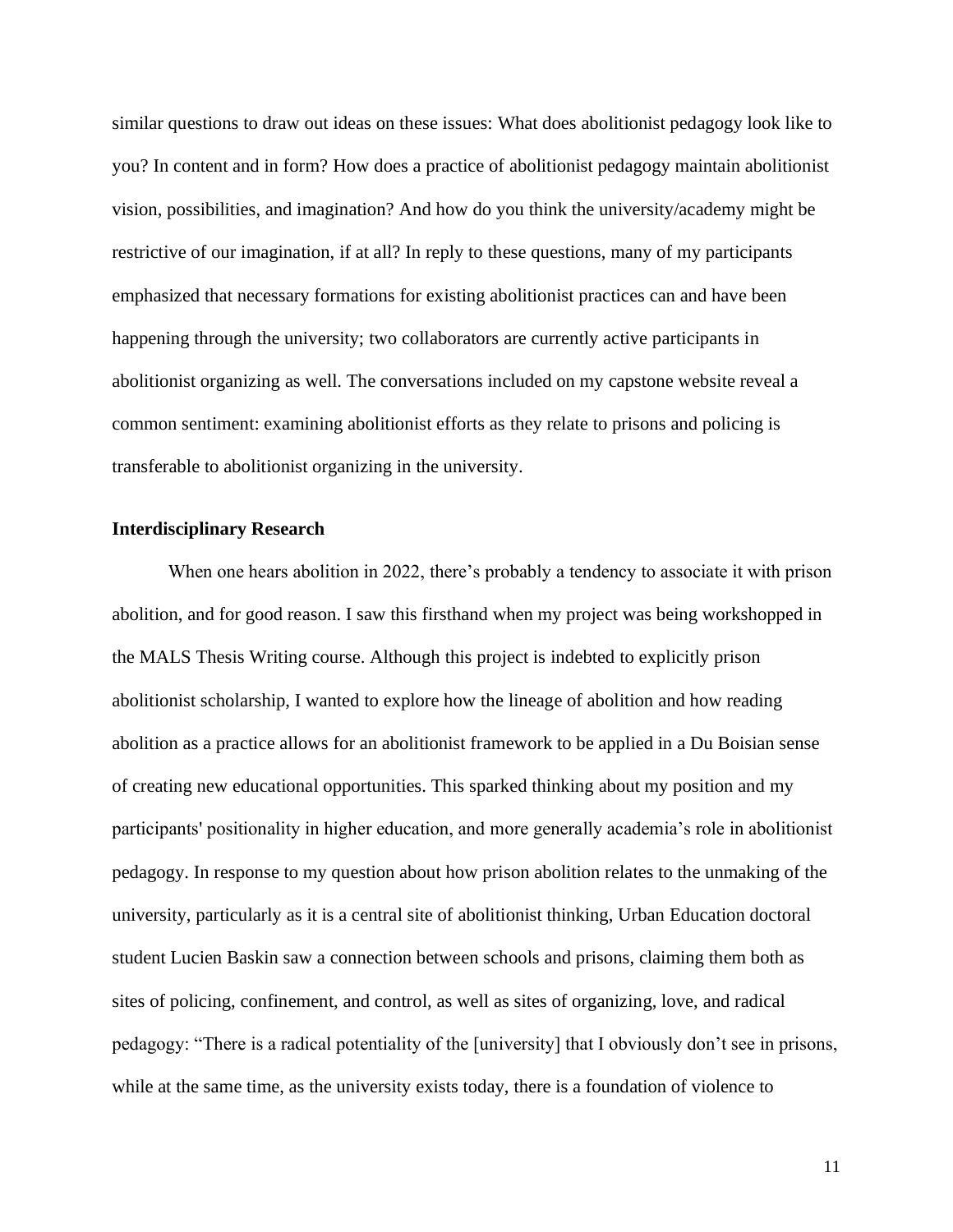similar questions to draw out ideas on these issues: What does abolitionist pedagogy look like to you? In content and in form? How does a practice of abolitionist pedagogy maintain abolitionist vision, possibilities, and imagination? And how do you think the university/academy might be restrictive of our imagination, if at all? In reply to these questions, many of my participants emphasized that necessary formations for existing abolitionist practices can and have been happening through the university; two collaborators are currently active participants in abolitionist organizing as well. The conversations included on my capstone website reveal a common sentiment: examining abolitionist efforts as they relate to prisons and policing is transferable to abolitionist organizing in the university.

### Interdisciplinary Research

When one hears abolition in 2022, there's probably a tendency to associate it with prison abolition, and for good reason. I saw this firsthand when my project was being workshopped in the MALS Thesis Writing course. Although this project is indebted to explicitly prison abolitionist scholarship, I wanted to explore how the lineage of abolition and how reading abolition as a practice allows for an abolitionist framework to be applied in a Du Boisian sense of creating new educational opportunities. This sparked thinking about my position and my participants' positionality in higher education, and more generally academia's role in abolitionist pedagogy. In response to my question about how prison abolition relates to the unmaking of the university, particularly as it is a central site of abolitionist thinking, Urban Education doctoral student Lucien Baskin saw a connection between schools and prisons, claiming them both as sites of policing, confinement, and control, as well as sites of organizing, love, and radical pedagogy: "There is a radical potentiality of the [university] that I obviously don't see in prisons, while at the same time, as the university exists today, there is a foundation of violence to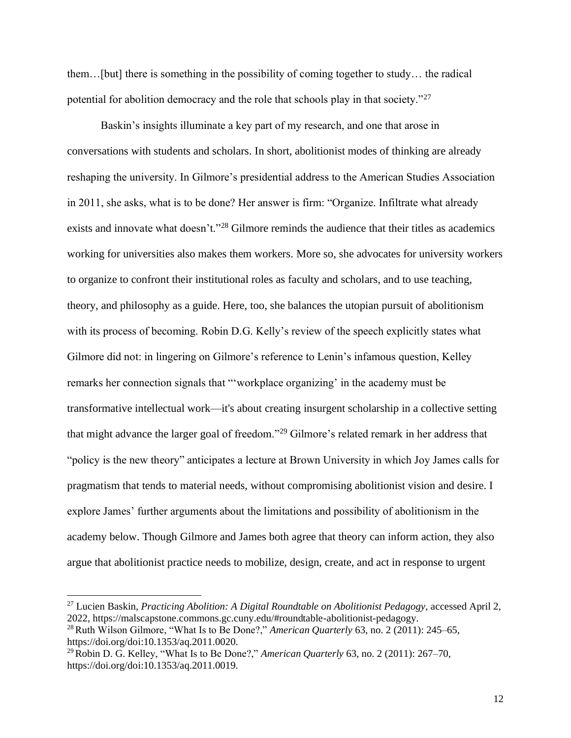them…[but] there is something in the possibility of coming together to study… the radical potential for abolition democracy and the role that schools play in that society."[27]

Baskin's insights illuminate a key part of my research, and one that arose in conversations with students and scholars. In short, abolitionist modes of thinking are already reshaping the university. In Gilmore's presidential address to the American Studies Association in 2011, she asks, what is to be done? Her answer is firm: "Organize. Infiltrate what already exists and innovate what doesn't."[28] Gilmore reminds the audience that their titles as academics working for universities also makes them workers. More so, she advocates for university workers to organize to confront their institutional roles as faculty and scholars, and to use teaching, theory, and philosophy as a guide. Here, too, she balances the utopian pursuit of abolitionism with its process of becoming. Robin D.G. Kelly's review of the speech explicitly states what Gilmore did not: in lingering on Gilmore's reference to Lenin's infamous question, Kelley remarks her connection signals that "'workplace organizing' in the academy must be transformative intellectual work—it's about creating insurgent scholarship in a collective setting that might advance the larger goal of freedom."[29] Gilmore's related remark in her address that "policy is the new theory" anticipates a lecture at Brown University in which Joy James calls for pragmatism that tends to material needs, without compromising abolitionist vision and desire. I explore James' further arguments about the limitations and possibility of abolitionism in the academy below. Though Gilmore and James both agree that theory can inform action, they also argue that abolitionist practice needs to mobilize, design, create, and act in response to urgent

---

[27] Lucien Baskin, *Practicing Abolition: A Digital Roundtable on Abolitionist Pedagogy*, accessed April 2, 2022, https://malscapstone.commons.gc.cuny.edu/#roundtable-abolitionist-pedagogy.

[28] Ruth Wilson Gilmore, "What Is to Be Done?," *American Quarterly* 63, no. 2 (2011): 245–65, https://doi.org/doi:10.1353/aq.2011.0020.

[29] Robin D. G. Kelley, "What Is to Be Done?," *American Quarterly* 63, no. 2 (2011): 267–70, https://doi.org/doi:10.1353/aq.2011.0019.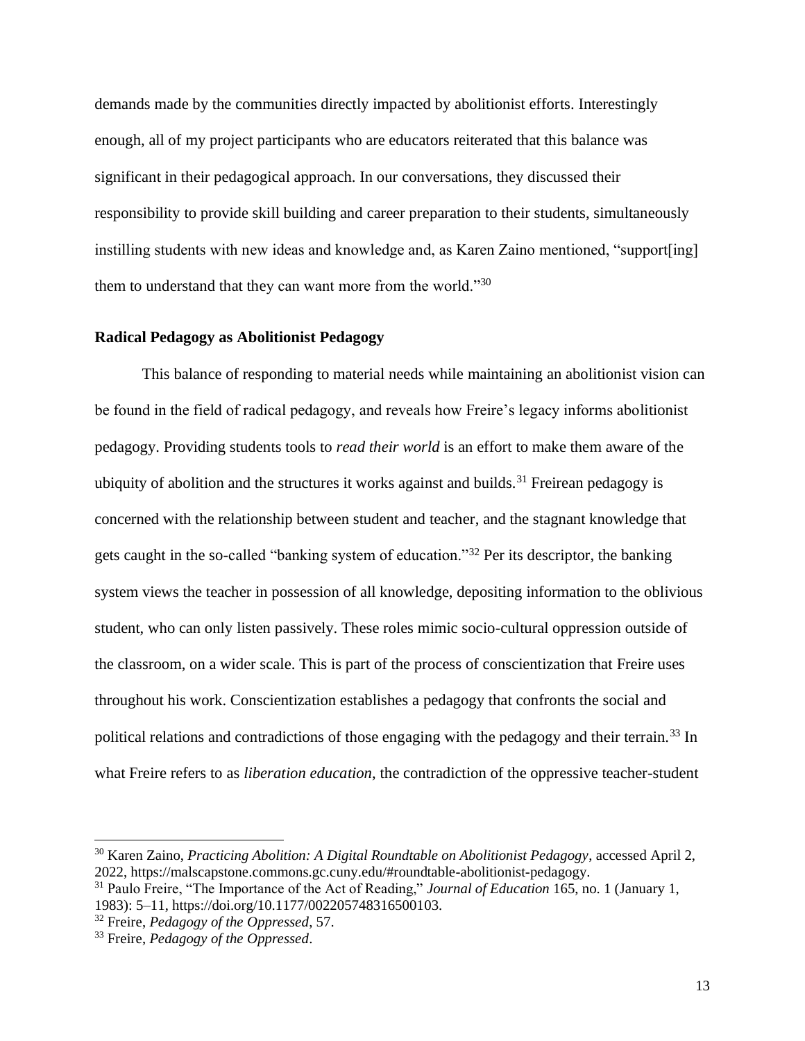demands made by the communities directly impacted by abolitionist efforts. Interestingly enough, all of my project participants who are educators reiterated that this balance was significant in their pedagogical approach. In our conversations, they discussed their responsibility to provide skill building and career preparation to their students, simultaneously instilling students with new ideas and knowledge and, as Karen Zaino mentioned, "support[ing] them to understand that they can want more from the world."[30]

### Radical Pedagogy as Abolitionist Pedagogy

This balance of responding to material needs while maintaining an abolitionist vision can be found in the field of radical pedagogy, and reveals how Freire's legacy informs abolitionist pedagogy. Providing students tools to *read their world* is an effort to make them aware of the ubiquity of abolition and the structures it works against and builds.[31] Freirean pedagogy is concerned with the relationship between student and teacher, and the stagnant knowledge that gets caught in the so-called "banking system of education."[32] Per its descriptor, the banking system views the teacher in possession of all knowledge, depositing information to the oblivious student, who can only listen passively. These roles mimic socio-cultural oppression outside of the classroom, on a wider scale. This is part of the process of conscientization that Freire uses throughout his work. Conscientization establishes a pedagogy that confronts the social and political relations and contradictions of those engaging with the pedagogy and their terrain.[33] In what Freire refers to as *liberation education*, the contradiction of the oppressive teacher-student

---

[30] Karen Zaino, *Practicing Abolition: A Digital Roundtable on Abolitionist Pedagogy*, accessed April 2, 2022, https://malscapstone.commons.gc.cuny.edu/#roundtable-abolitionist-pedagogy.

[31] Paulo Freire, "The Importance of the Act of Reading," *Journal of Education* 165, no. 1 (January 1, 1983): 5–11, https://doi.org/10.1177/002205748316500103.

[32] Freire, *Pedagogy of the Oppressed*, 57.

[33] Freire, *Pedagogy of the Oppressed*.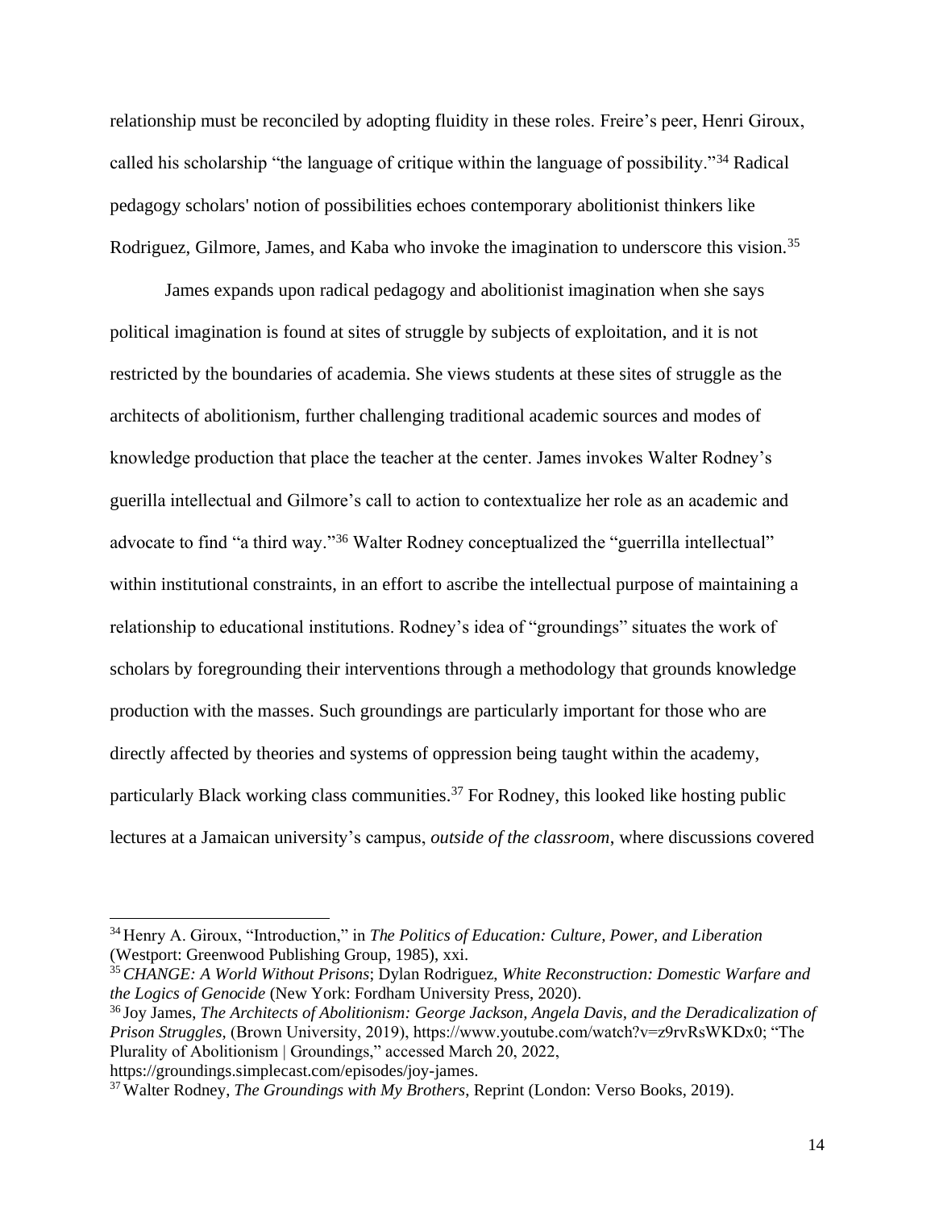relationship must be reconciled by adopting fluidity in these roles. Freire's peer, Henri Giroux, called his scholarship "the language of critique within the language of possibility."[34] Radical pedagogy scholars' notion of possibilities echoes contemporary abolitionist thinkers like Rodriguez, Gilmore, James, and Kaba who invoke the imagination to underscore this vision.[35]

James expands upon radical pedagogy and abolitionist imagination when she says political imagination is found at sites of struggle by subjects of exploitation, and it is not restricted by the boundaries of academia. She views students at these sites of struggle as the architects of abolitionism, further challenging traditional academic sources and modes of knowledge production that place the teacher at the center. James invokes Walter Rodney's guerilla intellectual and Gilmore's call to action to contextualize her role as an academic and advocate to find "a third way."[36] Walter Rodney conceptualized the "guerrilla intellectual" within institutional constraints, in an effort to ascribe the intellectual purpose of maintaining a relationship to educational institutions. Rodney's idea of "groundings" situates the work of scholars by foregrounding their interventions through a methodology that grounds knowledge production with the masses. Such groundings are particularly important for those who are directly affected by theories and systems of oppression being taught within the academy, particularly Black working class communities.[37] For Rodney, this looked like hosting public lectures at a Jamaican university's campus, *outside of the classroom*, where discussions covered

---

[34] Henry A. Giroux, "Introduction," in *The Politics of Education: Culture, Power, and Liberation* (Westport: Greenwood Publishing Group, 1985), xxi.

[35] *CHANGE: A World Without Prisons*; Dylan Rodriguez, *White Reconstruction: Domestic Warfare and the Logics of Genocide* (New York: Fordham University Press, 2020).

[36] Joy James, *The Architects of Abolitionism: George Jackson, Angela Davis, and the Deradicalization of Prison Struggles*, (Brown University, 2019), https://www.youtube.com/watch?v=z9rvRsWKDx0; "The Plurality of Abolitionism | Groundings," accessed March 20, 2022, https://groundings.simplecast.com/episodes/joy-james.

[37] Walter Rodney, *The Groundings with My Brothers*, Reprint (London: Verso Books, 2019).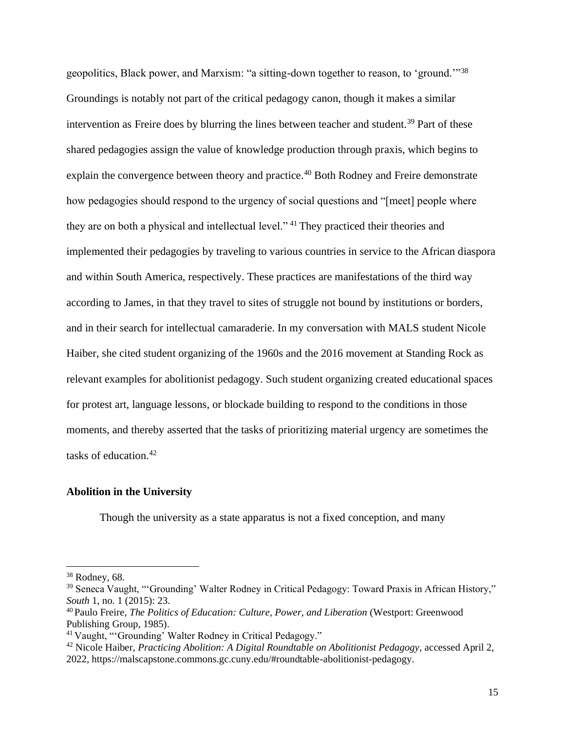geopolitics, Black power, and Marxism: "a sitting-down together to reason, to 'ground.'"[38] Groundings is notably not part of the critical pedagogy canon, though it makes a similar intervention as Freire does by blurring the lines between teacher and student.[39] Part of these shared pedagogies assign the value of knowledge production through praxis, which begins to explain the convergence between theory and practice.[40] Both Rodney and Freire demonstrate how pedagogies should respond to the urgency of social questions and "[meet] people where they are on both a physical and intellectual level."[41] They practiced their theories and implemented their pedagogies by traveling to various countries in service to the African diaspora and within South America, respectively. These practices are manifestations of the third way according to James, in that they travel to sites of struggle not bound by institutions or borders, and in their search for intellectual camaraderie. In my conversation with MALS student Nicole Haiber, she cited student organizing of the 1960s and the 2016 movement at Standing Rock as relevant examples for abolitionist pedagogy. Such student organizing created educational spaces for protest art, language lessons, or blockade building to respond to the conditions in those moments, and thereby asserted that the tasks of prioritizing material urgency are sometimes the tasks of education.[42]

**Abolition in the University**

Though the university as a state apparatus is not a fixed conception, and many

---

[38] Rodney, 68.

[39] Seneca Vaught, "'Grounding' Walter Rodney in Critical Pedagogy: Toward Praxis in African History," *South* 1, no. 1 (2015): 23.

[40] Paulo Freire, *The Politics of Education: Culture, Power, and Liberation* (Westport: Greenwood Publishing Group, 1985).

[41] Vaught, "'Grounding' Walter Rodney in Critical Pedagogy."

[42] Nicole Haiber, *Practicing Abolition: A Digital Roundtable on Abolitionist Pedagogy*, accessed April 2, 2022, https://malscapstone.commons.gc.cuny.edu/#roundtable-abolitionist-pedagogy.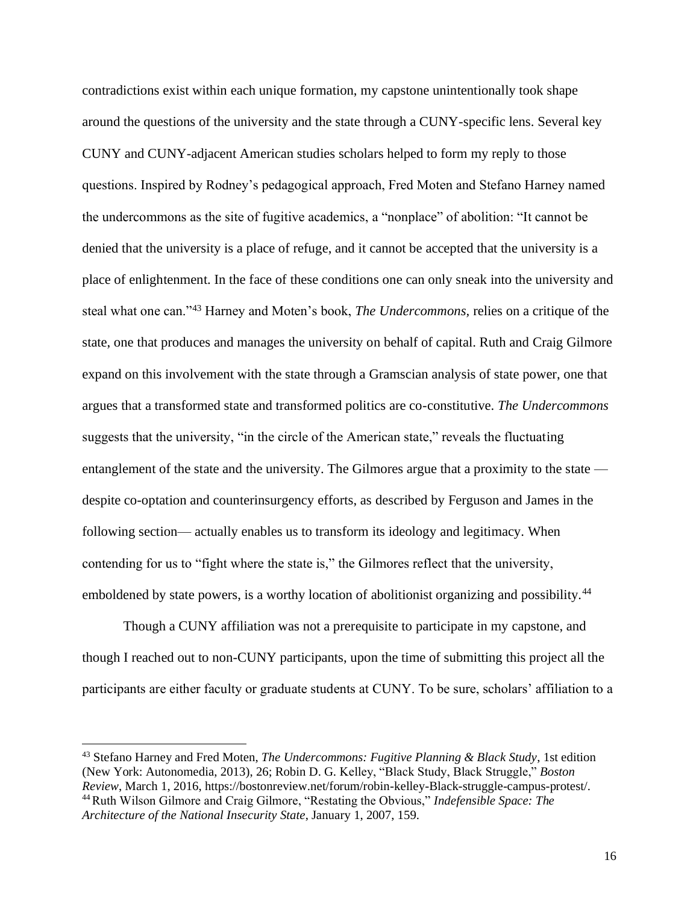contradictions exist within each unique formation, my capstone unintentionally took shape around the questions of the university and the state through a CUNY-specific lens. Several key CUNY and CUNY-adjacent American studies scholars helped to form my reply to those questions. Inspired by Rodney's pedagogical approach, Fred Moten and Stefano Harney named the undercommons as the site of fugitive academics, a "nonplace" of abolition: "It cannot be denied that the university is a place of refuge, and it cannot be accepted that the university is a place of enlightenment. In the face of these conditions one can only sneak into the university and steal what one can."[43] Harney and Moten's book, *The Undercommons,* relies on a critique of the state, one that produces and manages the university on behalf of capital. Ruth and Craig Gilmore expand on this involvement with the state through a Gramscian analysis of state power, one that argues that a transformed state and transformed politics are co-constitutive. *The Undercommons* suggests that the university, "in the circle of the American state," reveals the fluctuating entanglement of the state and the university. The Gilmores argue that a proximity to the state — despite co-optation and counterinsurgency efforts, as described by Ferguson and James in the following section— actually enables us to transform its ideology and legitimacy. When contending for us to "fight where the state is," the Gilmores reflect that the university, emboldened by state powers, is a worthy location of abolitionist organizing and possibility.[44]

Though a CUNY affiliation was not a prerequisite to participate in my capstone, and though I reached out to non-CUNY participants, upon the time of submitting this project all the participants are either faculty or graduate students at CUNY. To be sure, scholars' affiliation to a

---

[43] Stefano Harney and Fred Moten, *The Undercommons: Fugitive Planning & Black Study*, 1st edition (New York: Autonomedia, 2013), 26; Robin D. G. Kelley, "Black Study, Black Struggle," *Boston Review*, March 1, 2016, https://bostonreview.net/forum/robin-kelley-Black-struggle-campus-protest/.

[44] Ruth Wilson Gilmore and Craig Gilmore, "Restating the Obvious," *Indefensible Space: The Architecture of the National Insecurity State*, January 1, 2007, 159.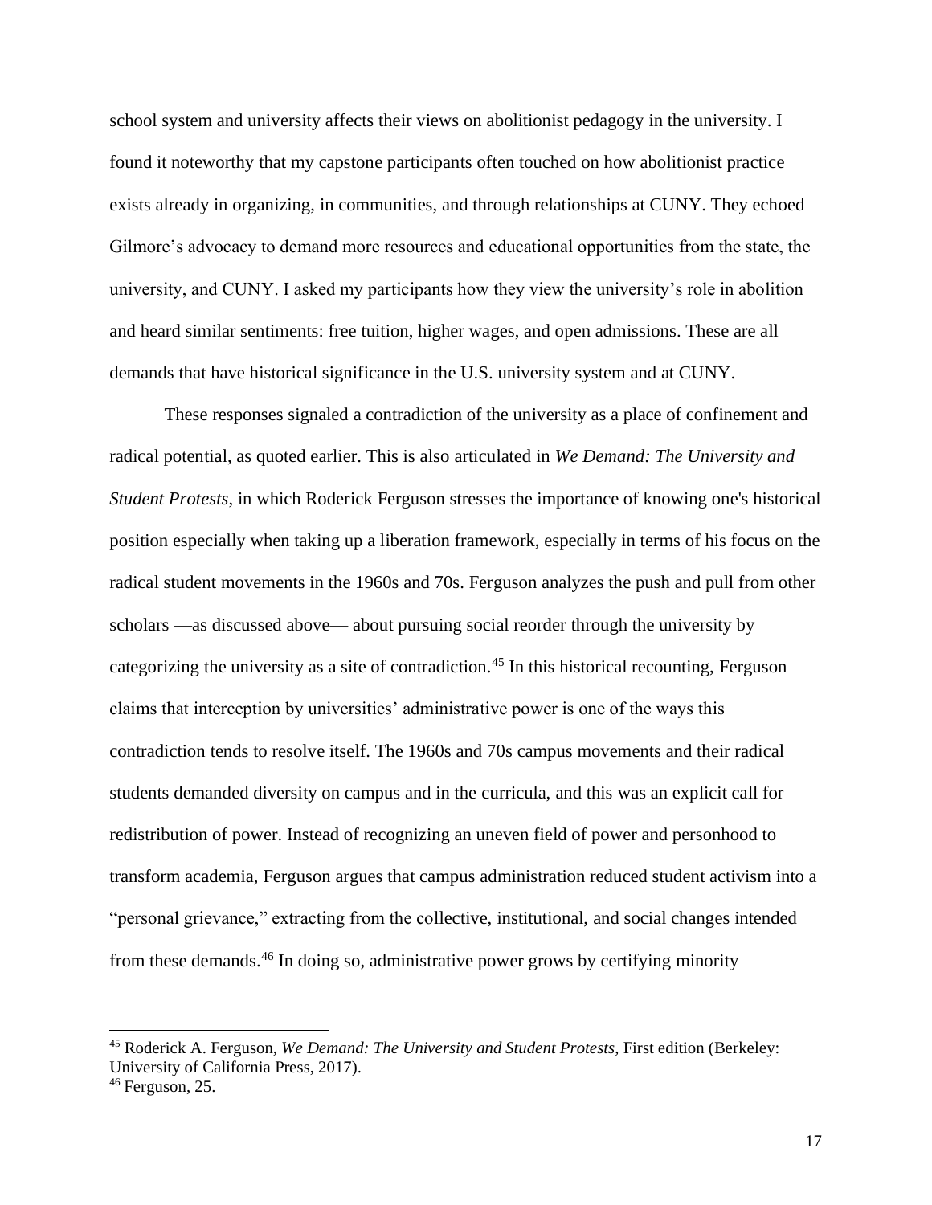school system and university affects their views on abolitionist pedagogy in the university. I found it noteworthy that my capstone participants often touched on how abolitionist practice exists already in organizing, in communities, and through relationships at CUNY. They echoed Gilmore's advocacy to demand more resources and educational opportunities from the state, the university, and CUNY. I asked my participants how they view the university's role in abolition and heard similar sentiments: free tuition, higher wages, and open admissions. These are all demands that have historical significance in the U.S. university system and at CUNY.

These responses signaled a contradiction of the university as a place of confinement and radical potential, as quoted earlier. This is also articulated in *We Demand: The University and Student Protests*, in which Roderick Ferguson stresses the importance of knowing one's historical position especially when taking up a liberation framework, especially in terms of his focus on the radical student movements in the 1960s and 70s. Ferguson analyzes the push and pull from other scholars —as discussed above— about pursuing social reorder through the university by categorizing the university as a site of contradiction.[45] In this historical recounting, Ferguson claims that interception by universities' administrative power is one of the ways this contradiction tends to resolve itself. The 1960s and 70s campus movements and their radical students demanded diversity on campus and in the curricula, and this was an explicit call for redistribution of power. Instead of recognizing an uneven field of power and personhood to transform academia, Ferguson argues that campus administration reduced student activism into a "personal grievance," extracting from the collective, institutional, and social changes intended from these demands.[46] In doing so, administrative power grows by certifying minority

---

[45] Roderick A. Ferguson, *We Demand: The University and Student Protests*, First edition (Berkeley: University of California Press, 2017).

[46] Ferguson, 25.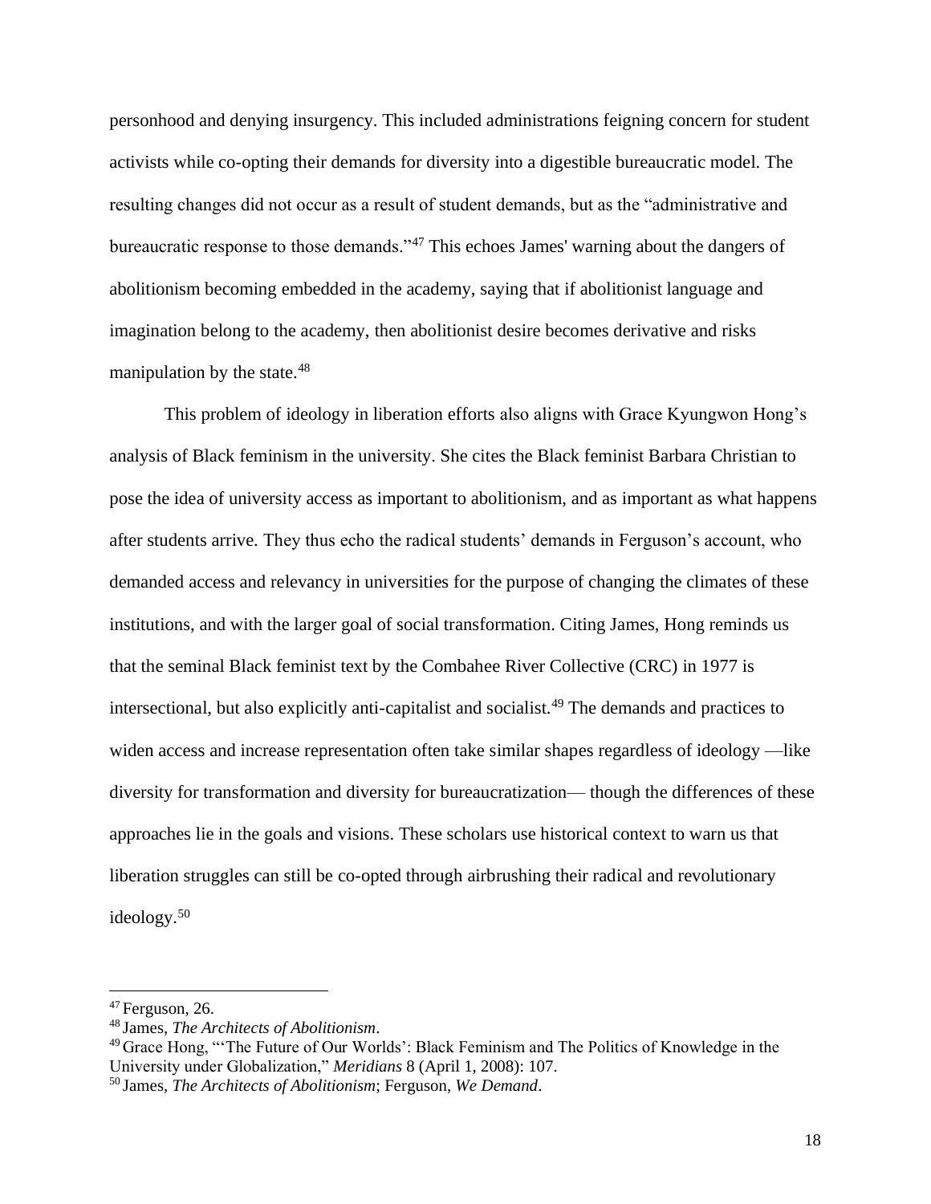personhood and denying insurgency. This included administrations feigning concern for student activists while co-opting their demands for diversity into a digestible bureaucratic model. The resulting changes did not occur as a result of student demands, but as the "administrative and bureaucratic response to those demands."[47] This echoes James' warning about the dangers of abolitionism becoming embedded in the academy, saying that if abolitionist language and imagination belong to the academy, then abolitionist desire becomes derivative and risks manipulation by the state.[48]

This problem of ideology in liberation efforts also aligns with Grace Kyungwon Hong's analysis of Black feminism in the university. She cites the Black feminist Barbara Christian to pose the idea of university access as important to abolitionism, and as important as what happens after students arrive. They thus echo the radical students' demands in Ferguson's account, who demanded access and relevancy in universities for the purpose of changing the climates of these institutions, and with the larger goal of social transformation. Citing James, Hong reminds us that the seminal Black feminist text by the Combahee River Collective (CRC) in 1977 is intersectional, but also explicitly anti-capitalist and socialist.[49] The demands and practices to widen access and increase representation often take similar shapes regardless of ideology —like diversity for transformation and diversity for bureaucratization— though the differences of these approaches lie in the goals and visions. These scholars use historical context to warn us that liberation struggles can still be co-opted through airbrushing their radical and revolutionary ideology.[50]

---

[47] Ferguson, 26.

[48] James, *The Architects of Abolitionism*.

[49] Grace Hong, "'The Future of Our Worlds': Black Feminism and The Politics of Knowledge in the University under Globalization," *Meridians* 8 (April 1, 2008): 107.

[50] James, *The Architects of Abolitionism*; Ferguson, *We Demand*.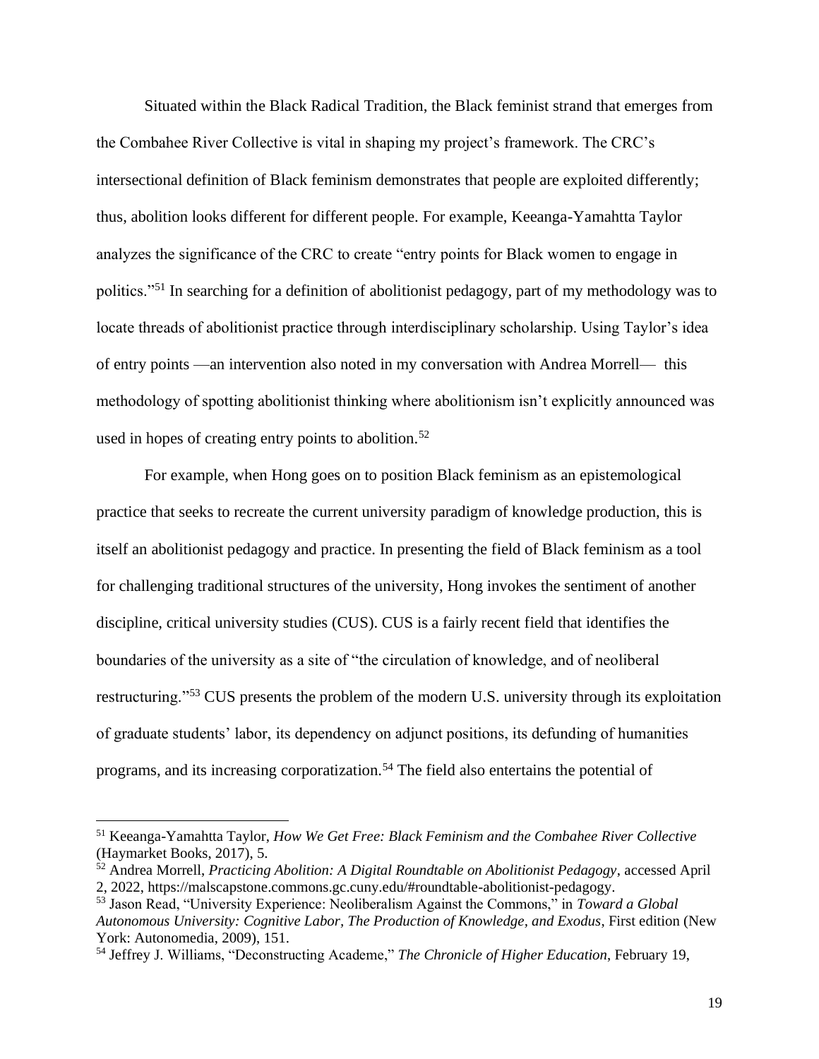Situated within the Black Radical Tradition, the Black feminist strand that emerges from the Combahee River Collective is vital in shaping my project's framework. The CRC's intersectional definition of Black feminism demonstrates that people are exploited differently; thus, abolition looks different for different people. For example, Keeanga-Yamahtta Taylor analyzes the significance of the CRC to create "entry points for Black women to engage in politics."[51] In searching for a definition of abolitionist pedagogy, part of my methodology was to locate threads of abolitionist practice through interdisciplinary scholarship. Using Taylor's idea of entry points —an intervention also noted in my conversation with Andrea Morrell— this methodology of spotting abolitionist thinking where abolitionism isn't explicitly announced was used in hopes of creating entry points to abolition.[52]

For example, when Hong goes on to position Black feminism as an epistemological practice that seeks to recreate the current university paradigm of knowledge production, this is itself an abolitionist pedagogy and practice. In presenting the field of Black feminism as a tool for challenging traditional structures of the university, Hong invokes the sentiment of another discipline, critical university studies (CUS). CUS is a fairly recent field that identifies the boundaries of the university as a site of "the circulation of knowledge, and of neoliberal restructuring."[53] CUS presents the problem of the modern U.S. university through its exploitation of graduate students' labor, its dependency on adjunct positions, its defunding of humanities programs, and its increasing corporatization.[54] The field also entertains the potential of

---

[51] Keeanga-Yamahtta Taylor, *How We Get Free: Black Feminism and the Combahee River Collective* (Haymarket Books, 2017), 5.

[52] Andrea Morrell, *Practicing Abolition: A Digital Roundtable on Abolitionist Pedagogy*, accessed April 2, 2022, https://malscapstone.commons.gc.cuny.edu/#roundtable-abolitionist-pedagogy.

[53] Jason Read, "University Experience: Neoliberalism Against the Commons," in *Toward a Global Autonomous University: Cognitive Labor, The Production of Knowledge, and Exodus*, First edition (New York: Autonomedia, 2009), 151.

[54] Jeffrey J. Williams, "Deconstructing Academe," *The Chronicle of Higher Education*, February 19,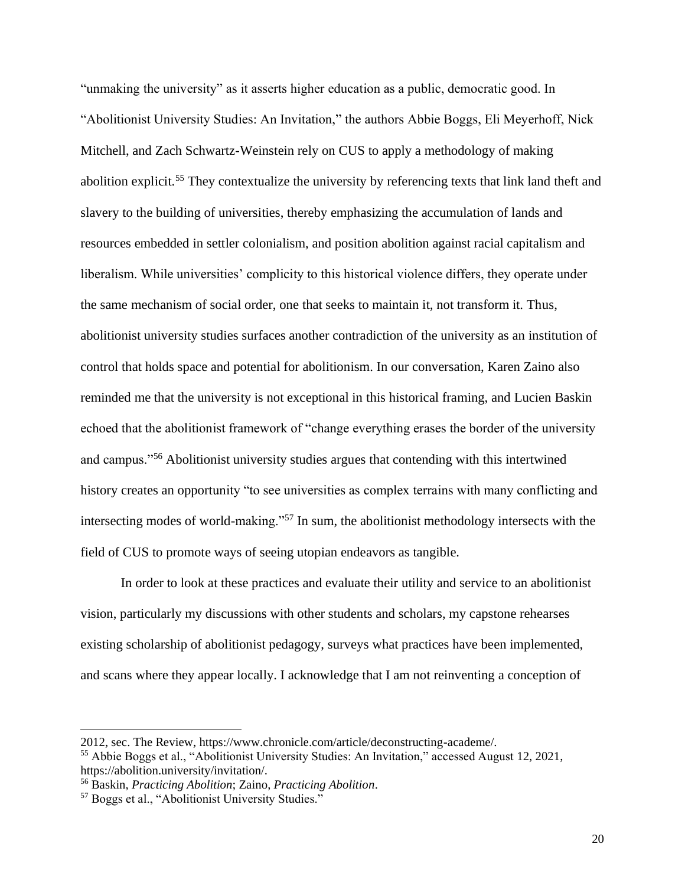"unmaking the university" as it asserts higher education as a public, democratic good. In "Abolitionist University Studies: An Invitation," the authors Abbie Boggs, Eli Meyerhoff, Nick Mitchell, and Zach Schwartz-Weinstein rely on CUS to apply a methodology of making abolition explicit.[55] They contextualize the university by referencing texts that link land theft and slavery to the building of universities, thereby emphasizing the accumulation of lands and resources embedded in settler colonialism, and position abolition against racial capitalism and liberalism. While universities' complicity to this historical violence differs, they operate under the same mechanism of social order, one that seeks to maintain it, not transform it. Thus, abolitionist university studies surfaces another contradiction of the university as an institution of control that holds space and potential for abolitionism. In our conversation, Karen Zaino also reminded me that the university is not exceptional in this historical framing, and Lucien Baskin echoed that the abolitionist framework of "change everything erases the border of the university and campus."[56] Abolitionist university studies argues that contending with this intertwined history creates an opportunity "to see universities as complex terrains with many conflicting and intersecting modes of world-making."[57] In sum, the abolitionist methodology intersects with the field of CUS to promote ways of seeing utopian endeavors as tangible.

In order to look at these practices and evaluate their utility and service to an abolitionist vision, particularly my discussions with other students and scholars, my capstone rehearses existing scholarship of abolitionist pedagogy, surveys what practices have been implemented, and scans where they appear locally. I acknowledge that I am not reinventing a conception of

---

2012, sec. The Review, https://www.chronicle.com/article/deconstructing-academe/.

[55] Abbie Boggs et al., "Abolitionist University Studies: An Invitation," accessed August 12, 2021, https://abolition.university/invitation/.

[56] Baskin, *Practicing Abolition*; Zaino, *Practicing Abolition*.

[57] Boggs et al., "Abolitionist University Studies."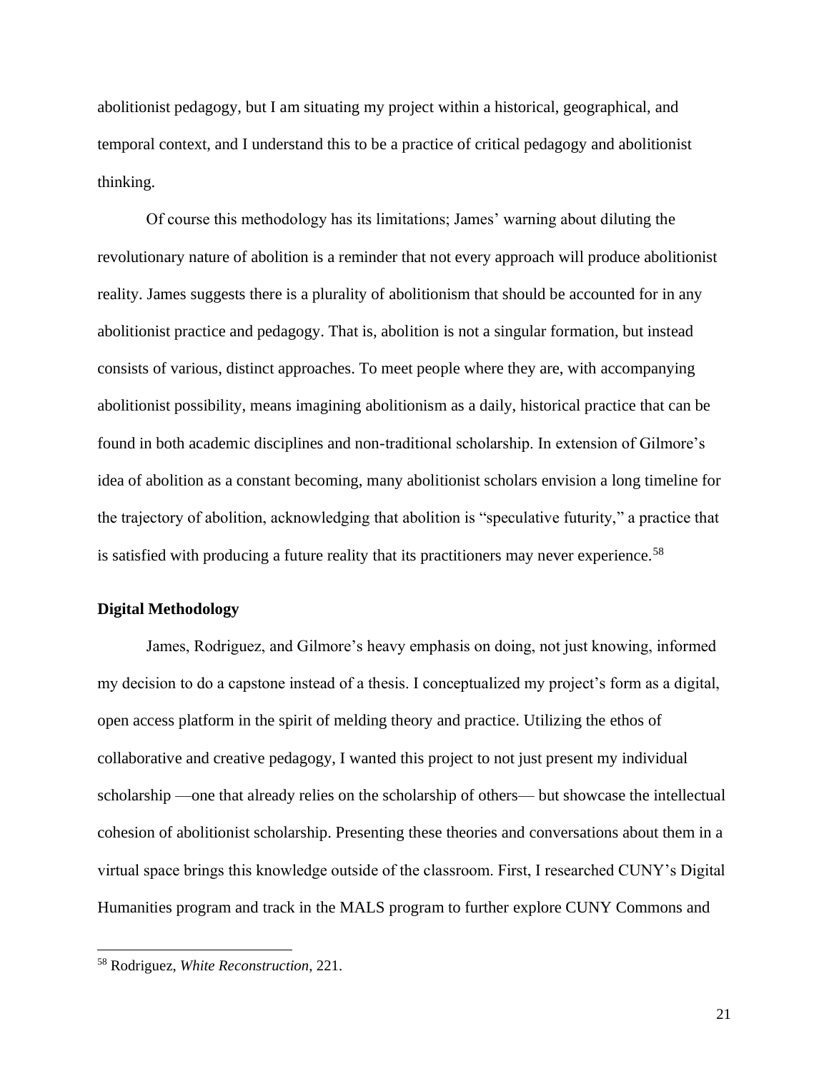abolitionist pedagogy, but I am situating my project within a historical, geographical, and temporal context, and I understand this to be a practice of critical pedagogy and abolitionist thinking.

Of course this methodology has its limitations; James' warning about diluting the revolutionary nature of abolition is a reminder that not every approach will produce abolitionist reality. James suggests there is a plurality of abolitionism that should be accounted for in any abolitionist practice and pedagogy. That is, abolition is not a singular formation, but instead consists of various, distinct approaches. To meet people where they are, with accompanying abolitionist possibility, means imagining abolitionism as a daily, historical practice that can be found in both academic disciplines and non-traditional scholarship. In extension of Gilmore's idea of abolition as a constant becoming, many abolitionist scholars envision a long timeline for the trajectory of abolition, acknowledging that abolition is "speculative futurity," a practice that is satisfied with producing a future reality that its practitioners may never experience.[58]

**Digital Methodology**

James, Rodriguez, and Gilmore's heavy emphasis on doing, not just knowing, informed my decision to do a capstone instead of a thesis. I conceptualized my project's form as a digital, open access platform in the spirit of melding theory and practice. Utilizing the ethos of collaborative and creative pedagogy, I wanted this project to not just present my individual scholarship —one that already relies on the scholarship of others— but showcase the intellectual cohesion of abolitionist scholarship. Presenting these theories and conversations about them in a virtual space brings this knowledge outside of the classroom. First, I researched CUNY's Digital Humanities program and track in the MALS program to further explore CUNY Commons and

[58] Rodriguez, *White Reconstruction*, 221.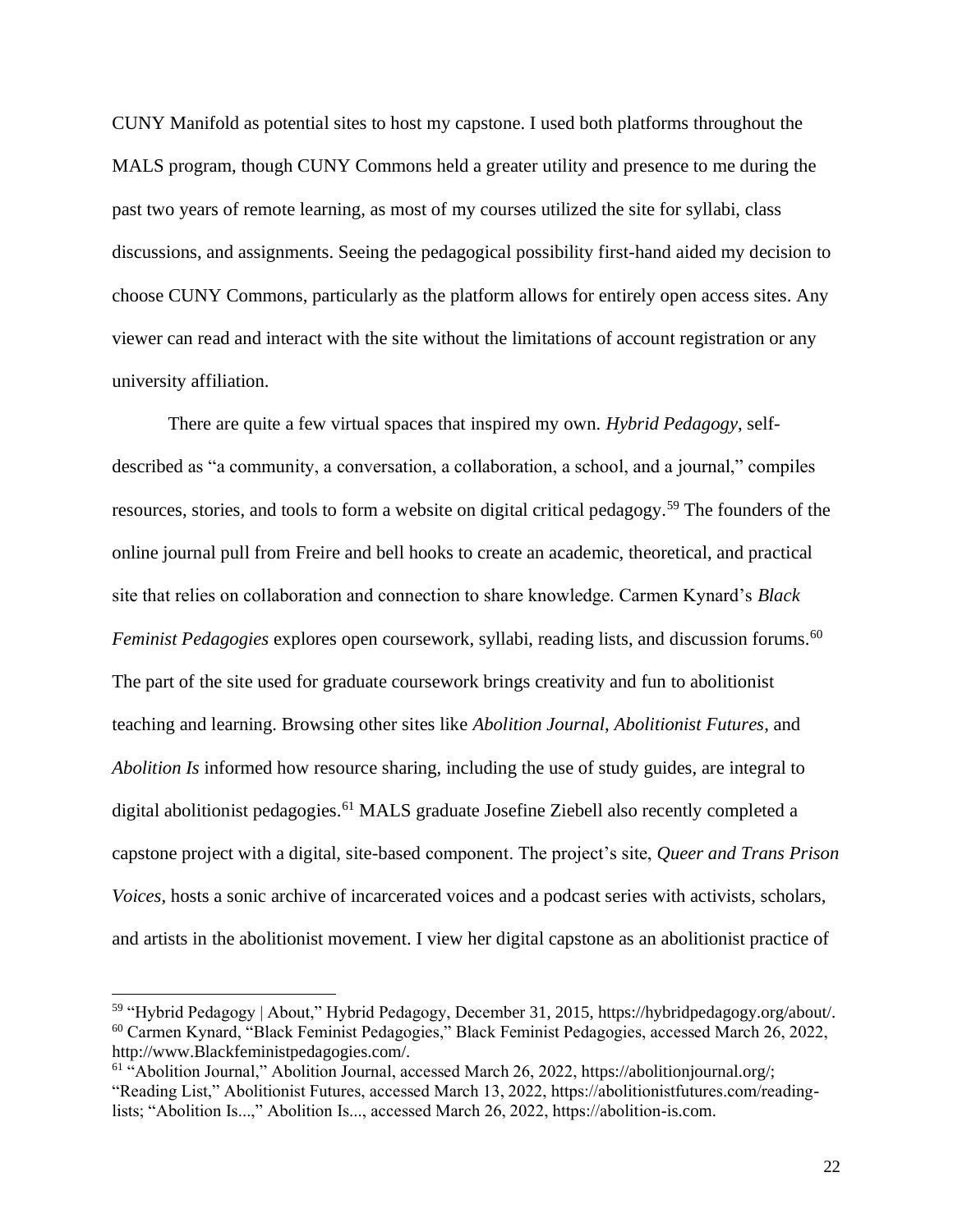CUNY Manifold as potential sites to host my capstone. I used both platforms throughout the MALS program, though CUNY Commons held a greater utility and presence to me during the past two years of remote learning, as most of my courses utilized the site for syllabi, class discussions, and assignments. Seeing the pedagogical possibility first-hand aided my decision to choose CUNY Commons, particularly as the platform allows for entirely open access sites. Any viewer can read and interact with the site without the limitations of account registration or any university affiliation.

There are quite a few virtual spaces that inspired my own. *Hybrid Pedagogy*, self-described as "a community, a conversation, a collaboration, a school, and a journal," compiles resources, stories, and tools to form a website on digital critical pedagogy.[59] The founders of the online journal pull from Freire and bell hooks to create an academic, theoretical, and practical site that relies on collaboration and connection to share knowledge. Carmen Kynard's *Black Feminist Pedagogies* explores open coursework, syllabi, reading lists, and discussion forums.[60] The part of the site used for graduate coursework brings creativity and fun to abolitionist teaching and learning. Browsing other sites like *Abolition Journal*, *Abolitionist Futures*, and *Abolition Is* informed how resource sharing, including the use of study guides, are integral to digital abolitionist pedagogies.[61] MALS graduate Josefine Ziebell also recently completed a capstone project with a digital, site-based component. The project's site, *Queer and Trans Prison Voices*, hosts a sonic archive of incarcerated voices and a podcast series with activists, scholars, and artists in the abolitionist movement. I view her digital capstone as an abolitionist practice of

---

[59] "Hybrid Pedagogy | About," Hybrid Pedagogy, December 31, 2015, https://hybridpedagogy.org/about/.

[60] Carmen Kynard, "Black Feminist Pedagogies," Black Feminist Pedagogies, accessed March 26, 2022, http://www.Blackfeministpedagogies.com/.

[61] "Abolition Journal," Abolition Journal, accessed March 26, 2022, https://abolitionjournal.org/; "Reading List," Abolitionist Futures, accessed March 13, 2022, https://abolitionistfutures.com/reading-lists; "Abolition Is...," Abolition Is..., accessed March 26, 2022, https://abolition-is.com.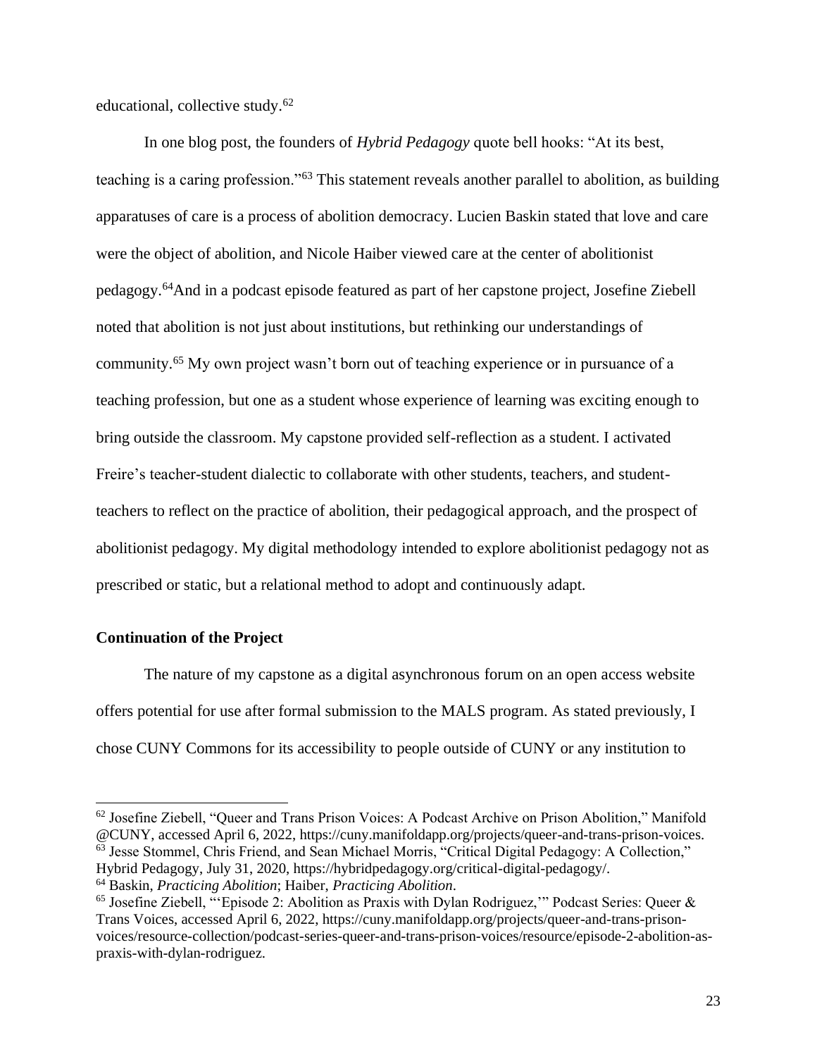educational, collective study.[62]

In one blog post, the founders of *Hybrid Pedagogy* quote bell hooks: "At its best, teaching is a caring profession."[63] This statement reveals another parallel to abolition, as building apparatuses of care is a process of abolition democracy. Lucien Baskin stated that love and care were the object of abolition, and Nicole Haiber viewed care at the center of abolitionist pedagogy.[64]And in a podcast episode featured as part of her capstone project, Josefine Ziebell noted that abolition is not just about institutions, but rethinking our understandings of community.[65] My own project wasn't born out of teaching experience or in pursuance of a teaching profession, but one as a student whose experience of learning was exciting enough to bring outside the classroom. My capstone provided self-reflection as a student. I activated Freire's teacher-student dialectic to collaborate with other students, teachers, and student-teachers to reflect on the practice of abolition, their pedagogical approach, and the prospect of abolitionist pedagogy. My digital methodology intended to explore abolitionist pedagogy not as prescribed or static, but a relational method to adopt and continuously adapt.

**Continuation of the Project**

The nature of my capstone as a digital asynchronous forum on an open access website offers potential for use after formal submission to the MALS program. As stated previously, I chose CUNY Commons for its accessibility to people outside of CUNY or any institution to

---

[62] Josefine Ziebell, "Queer and Trans Prison Voices: A Podcast Archive on Prison Abolition," Manifold @CUNY, accessed April 6, 2022, https://cuny.manifoldapp.org/projects/queer-and-trans-prison-voices.

[63] Jesse Stommel, Chris Friend, and Sean Michael Morris, "Critical Digital Pedagogy: A Collection," Hybrid Pedagogy, July 31, 2020, https://hybridpedagogy.org/critical-digital-pedagogy/.

[64] Baskin, *Practicing Abolition*; Haiber, *Practicing Abolition*.

[65] Josefine Ziebell, "'Episode 2: Abolition as Praxis with Dylan Rodriguez,'" Podcast Series: Queer & Trans Voices, accessed April 6, 2022, https://cuny.manifoldapp.org/projects/queer-and-trans-prison-voices/resource-collection/podcast-series-queer-and-trans-prison-voices/resource/episode-2-abolition-as-praxis-with-dylan-rodriguez.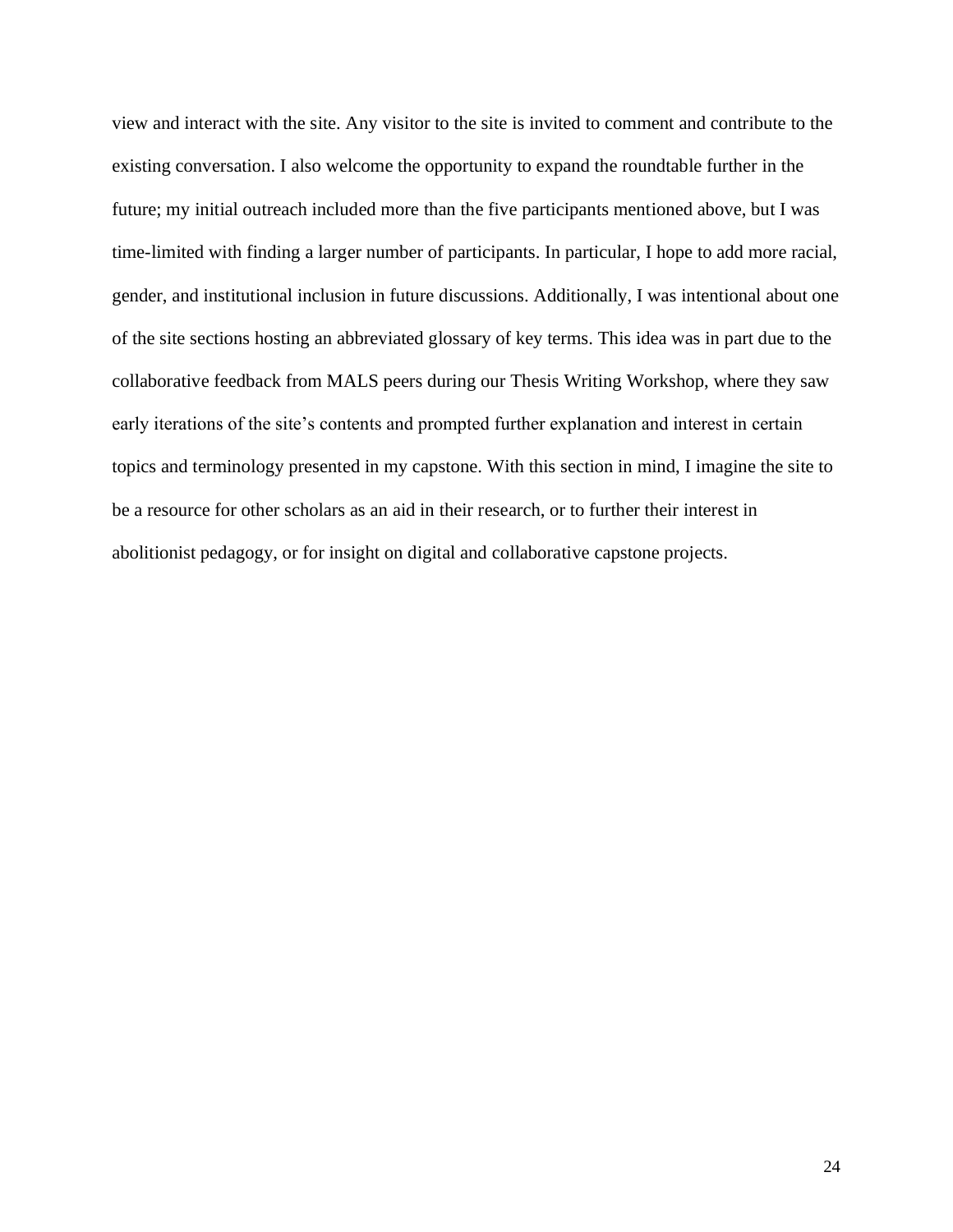view and interact with the site. Any visitor to the site is invited to comment and contribute to the existing conversation. I also welcome the opportunity to expand the roundtable further in the future; my initial outreach included more than the five participants mentioned above, but I was time-limited with finding a larger number of participants. In particular, I hope to add more racial, gender, and institutional inclusion in future discussions. Additionally, I was intentional about one of the site sections hosting an abbreviated glossary of key terms. This idea was in part due to the collaborative feedback from MALS peers during our Thesis Writing Workshop, where they saw early iterations of the site's contents and prompted further explanation and interest in certain topics and terminology presented in my capstone. With this section in mind, I imagine the site to be a resource for other scholars as an aid in their research, or to further their interest in abolitionist pedagogy, or for insight on digital and collaborative capstone projects.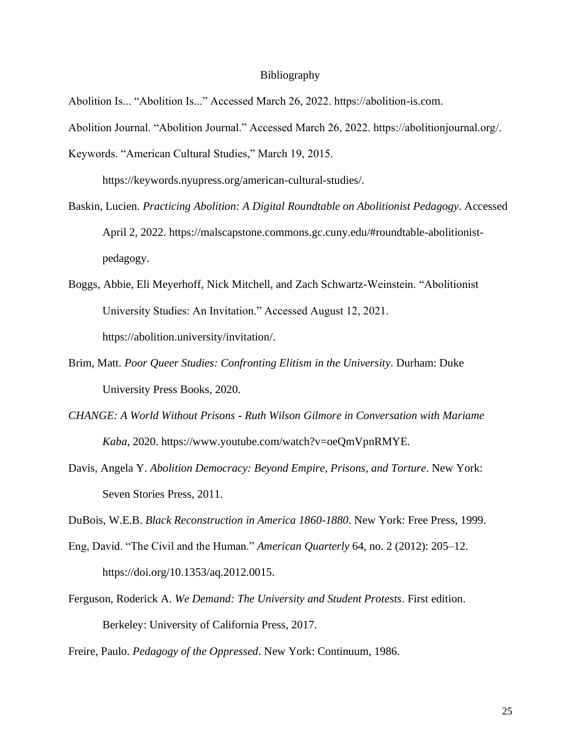# Bibliography

Abolition Is... "Abolition Is..." Accessed March 26, 2022. https://abolition-is.com.

Abolition Journal. "Abolition Journal." Accessed March 26, 2022. https://abolitionjournal.org/.

Keywords. "American Cultural Studies," March 19, 2015. https://keywords.nyupress.org/american-cultural-studies/.

Baskin, Lucien. *Practicing Abolition: A Digital Roundtable on Abolitionist Pedagogy*. Accessed April 2, 2022. https://malscapstone.commons.gc.cuny.edu/#roundtable-abolitionist-pedagogy.

Boggs, Abbie, Eli Meyerhoff, Nick Mitchell, and Zach Schwartz-Weinstein. "Abolitionist University Studies: An Invitation." Accessed August 12, 2021. https://abolition.university/invitation/.

Brim, Matt. *Poor Queer Studies: Confronting Elitism in the University*. Durham: Duke University Press Books, 2020.

*CHANGE: A World Without Prisons - Ruth Wilson Gilmore in Conversation with Mariame Kaba*, 2020. https://www.youtube.com/watch?v=oeQmVpnRMYE.

Davis, Angela Y. *Abolition Democracy: Beyond Empire, Prisons, and Torture*. New York: Seven Stories Press, 2011.

DuBois, W.E.B. *Black Reconstruction in America 1860-1880*. New York: Free Press, 1999.

Eng, David. "The Civil and the Human." *American Quarterly* 64, no. 2 (2012): 205–12. https://doi.org/10.1353/aq.2012.0015.

Ferguson, Roderick A. *We Demand: The University and Student Protests*. First edition. Berkeley: University of California Press, 2017.

Freire, Paulo. *Pedagogy of the Oppressed*. New York: Continuum, 1986.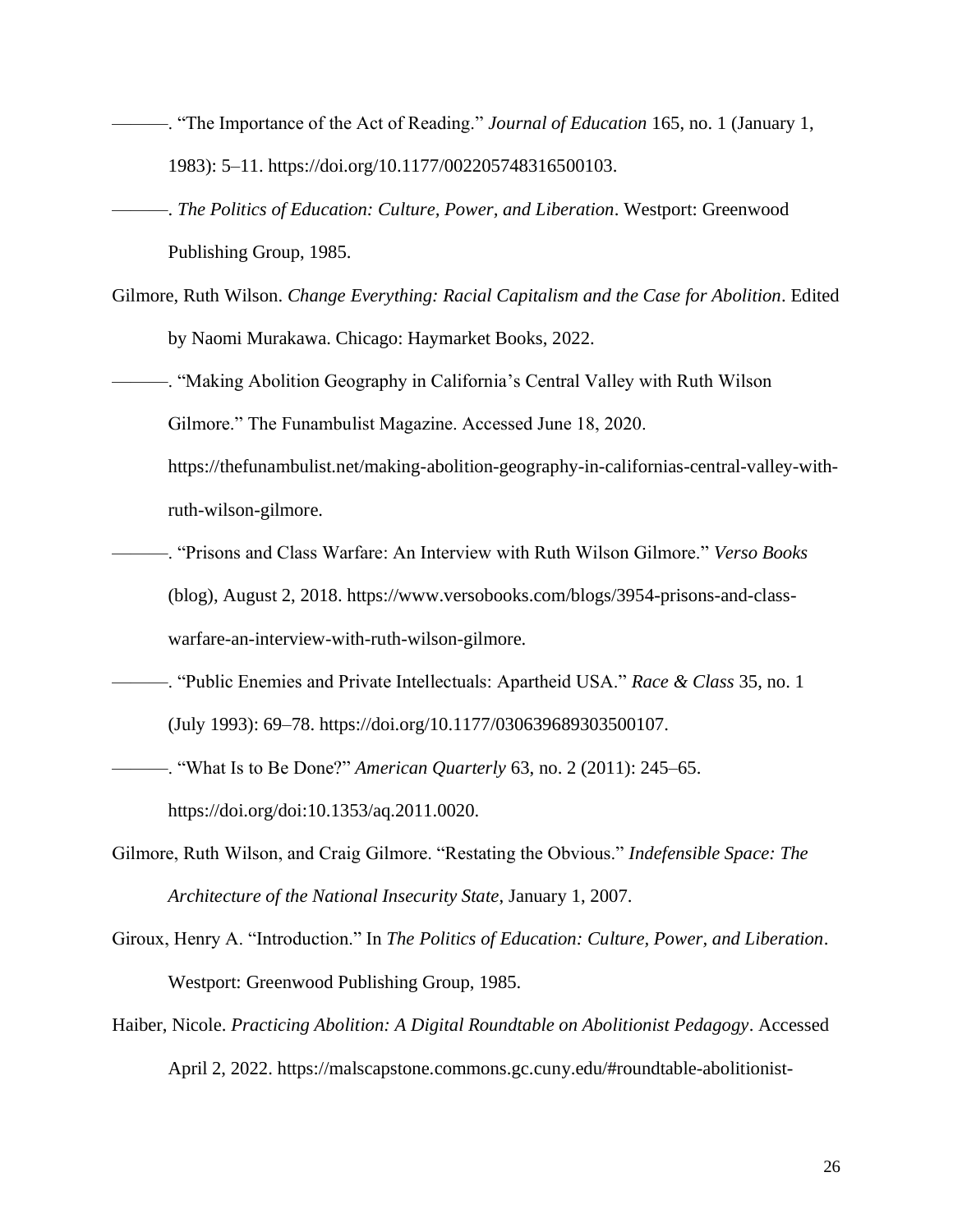———. "The Importance of the Act of Reading." *Journal of Education* 165, no. 1 (January 1, 1983): 5–11. https://doi.org/10.1177/002205748316500103.

———. *The Politics of Education: Culture, Power, and Liberation*. Westport: Greenwood Publishing Group, 1985.

Gilmore, Ruth Wilson. *Change Everything: Racial Capitalism and the Case for Abolition*. Edited by Naomi Murakawa. Chicago: Haymarket Books, 2022.

———. "Making Abolition Geography in California's Central Valley with Ruth Wilson Gilmore." The Funambulist Magazine. Accessed June 18, 2020. https://thefunambulist.net/making-abolition-geography-in-californias-central-valley-with-ruth-wilson-gilmore.

———. "Prisons and Class Warfare: An Interview with Ruth Wilson Gilmore." *Verso Books* (blog), August 2, 2018. https://www.versobooks.com/blogs/3954-prisons-and-class-warfare-an-interview-with-ruth-wilson-gilmore.

———. "Public Enemies and Private Intellectuals: Apartheid USA." *Race & Class* 35, no. 1 (July 1993): 69–78. https://doi.org/10.1177/030639689303500107.

———. "What Is to Be Done?" *American Quarterly* 63, no. 2 (2011): 245–65. https://doi.org/doi:10.1353/aq.2011.0020.

Gilmore, Ruth Wilson, and Craig Gilmore. "Restating the Obvious." *Indefensible Space: The Architecture of the National Insecurity State*, January 1, 2007.

Giroux, Henry A. "Introduction." In *The Politics of Education: Culture, Power, and Liberation*. Westport: Greenwood Publishing Group, 1985.

Haiber, Nicole. *Practicing Abolition: A Digital Roundtable on Abolitionist Pedagogy*. Accessed April 2, 2022. https://malscapstone.commons.gc.cuny.edu/#roundtable-abolitionist-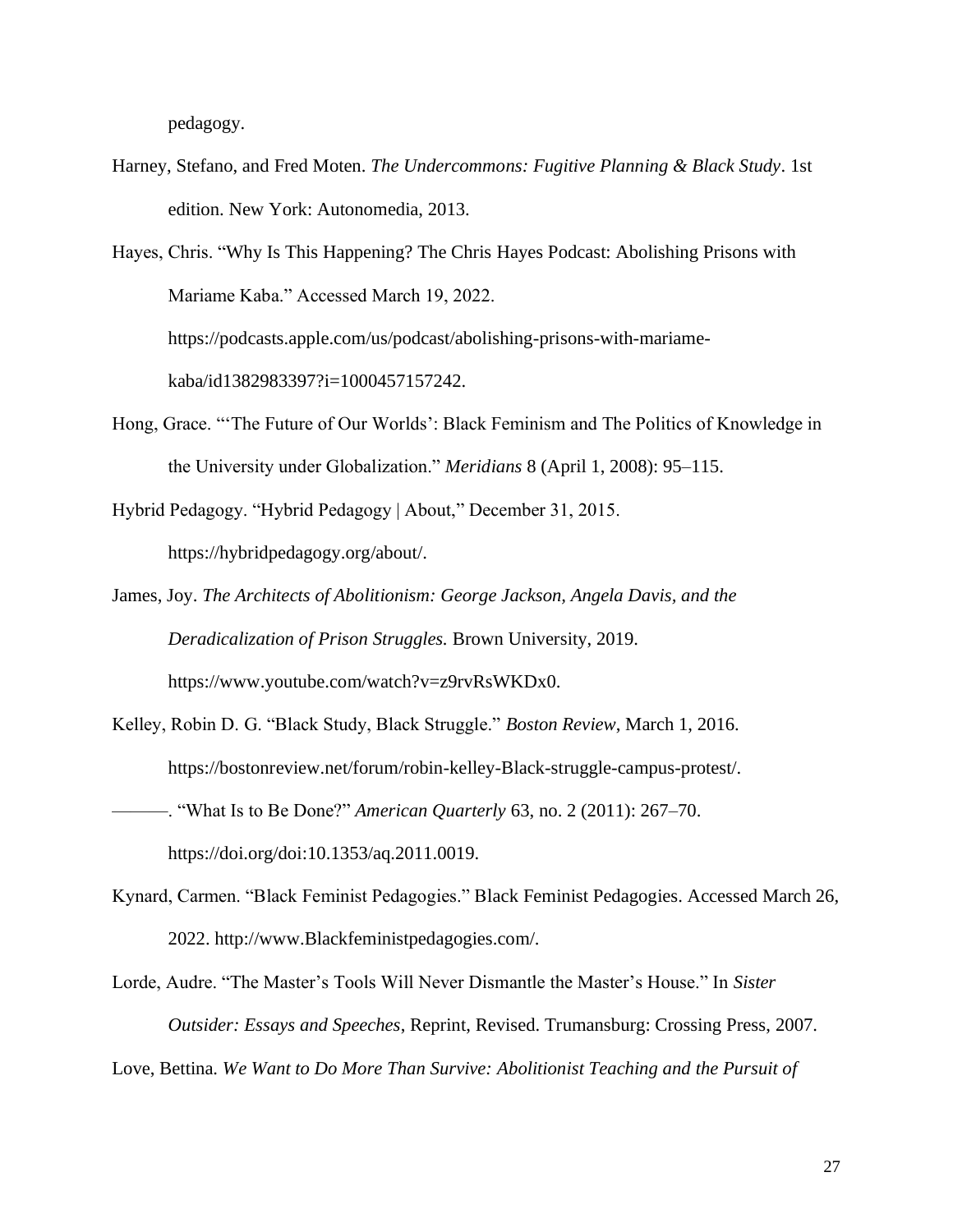pedagogy.

Harney, Stefano, and Fred Moten. *The Undercommons: Fugitive Planning & Black Study*. 1st edition. New York: Autonomedia, 2013.

Hayes, Chris. "Why Is This Happening? The Chris Hayes Podcast: Abolishing Prisons with Mariame Kaba." Accessed March 19, 2022. https://podcasts.apple.com/us/podcast/abolishing-prisons-with-mariame-kaba/id1382983397?i=1000457157242.

Hong, Grace. "'The Future of Our Worlds': Black Feminism and The Politics of Knowledge in the University under Globalization." *Meridians* 8 (April 1, 2008): 95–115.

Hybrid Pedagogy. "Hybrid Pedagogy | About," December 31, 2015. https://hybridpedagogy.org/about/.

James, Joy. *The Architects of Abolitionism: George Jackson, Angela Davis, and the Deradicalization of Prison Struggles.* Brown University, 2019. https://www.youtube.com/watch?v=z9rvRsWKDx0.

Kelley, Robin D. G. "Black Study, Black Struggle." *Boston Review*, March 1, 2016. https://bostonreview.net/forum/robin-kelley-Black-struggle-campus-protest/.

———. "What Is to Be Done?" *American Quarterly* 63, no. 2 (2011): 267–70. https://doi.org/doi:10.1353/aq.2011.0019.

Kynard, Carmen. "Black Feminist Pedagogies." Black Feminist Pedagogies. Accessed March 26, 2022. http://www.Blackfeministpedagogies.com/.

Lorde, Audre. "The Master's Tools Will Never Dismantle the Master's House." In *Sister Outsider: Essays and Speeches*, Reprint, Revised. Trumansburg: Crossing Press, 2007.

Love, Bettina. *We Want to Do More Than Survive: Abolitionist Teaching and the Pursuit of*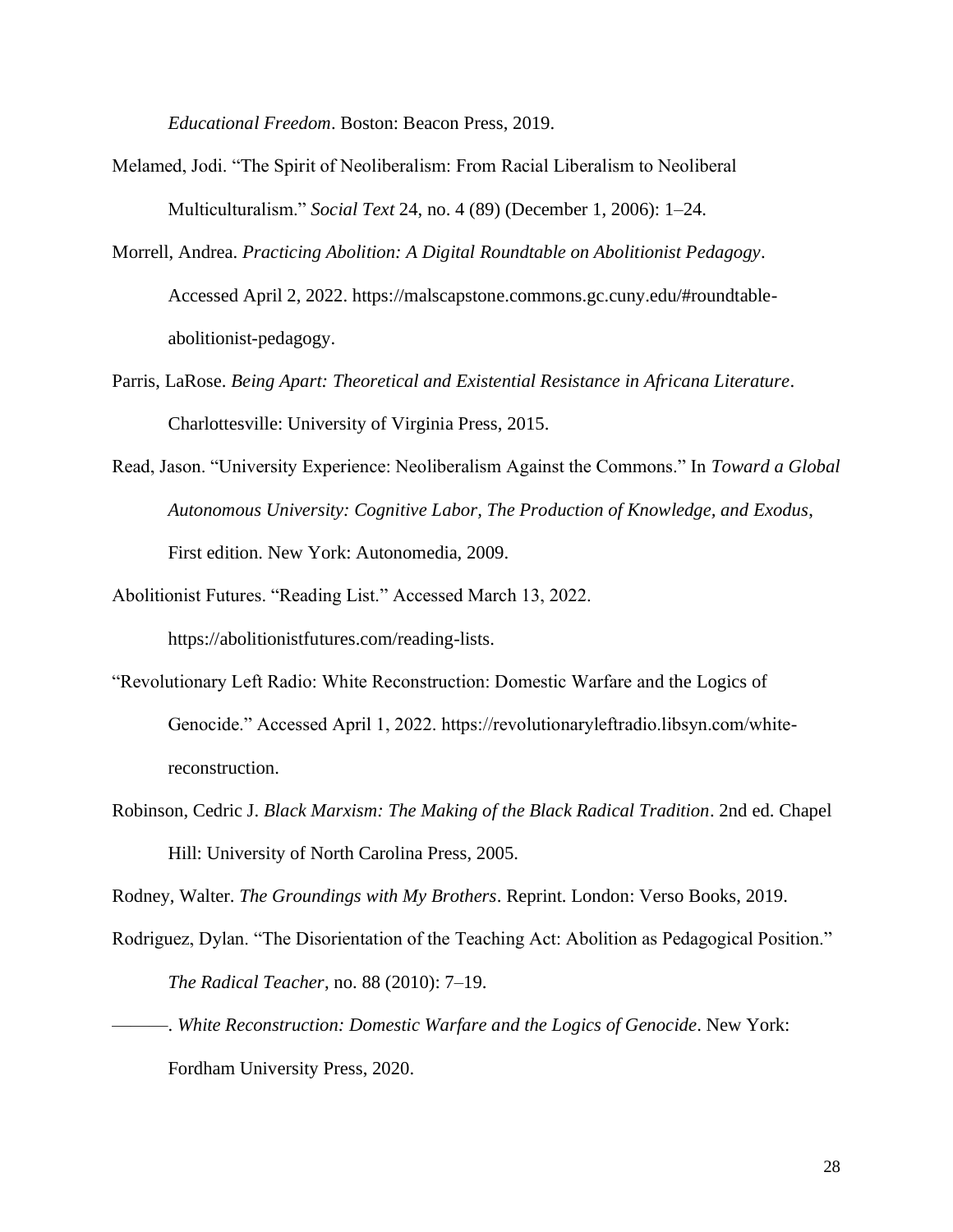*Educational Freedom*. Boston: Beacon Press, 2019.

Melamed, Jodi. "The Spirit of Neoliberalism: From Racial Liberalism to Neoliberal Multiculturalism." *Social Text* 24, no. 4 (89) (December 1, 2006): 1–24.

Morrell, Andrea. *Practicing Abolition: A Digital Roundtable on Abolitionist Pedagogy*. Accessed April 2, 2022. https://malscapstone.commons.gc.cuny.edu/#roundtable-abolitionist-pedagogy.

Parris, LaRose. *Being Apart: Theoretical and Existential Resistance in Africana Literature*. Charlottesville: University of Virginia Press, 2015.

Read, Jason. "University Experience: Neoliberalism Against the Commons." In *Toward a Global Autonomous University: Cognitive Labor, The Production of Knowledge, and Exodus*, First edition. New York: Autonomedia, 2009.

Abolitionist Futures. "Reading List." Accessed March 13, 2022. https://abolitionistfutures.com/reading-lists.

"Revolutionary Left Radio: White Reconstruction: Domestic Warfare and the Logics of Genocide." Accessed April 1, 2022. https://revolutionaryleftradio.libsyn.com/white-reconstruction.

Robinson, Cedric J. *Black Marxism: The Making of the Black Radical Tradition*. 2nd ed. Chapel Hill: University of North Carolina Press, 2005.

Rodney, Walter. *The Groundings with My Brothers*. Reprint. London: Verso Books, 2019.

Rodriguez, Dylan. "The Disorientation of the Teaching Act: Abolition as Pedagogical Position." *The Radical Teacher*, no. 88 (2010): 7–19.

———. *White Reconstruction: Domestic Warfare and the Logics of Genocide*. New York: Fordham University Press, 2020.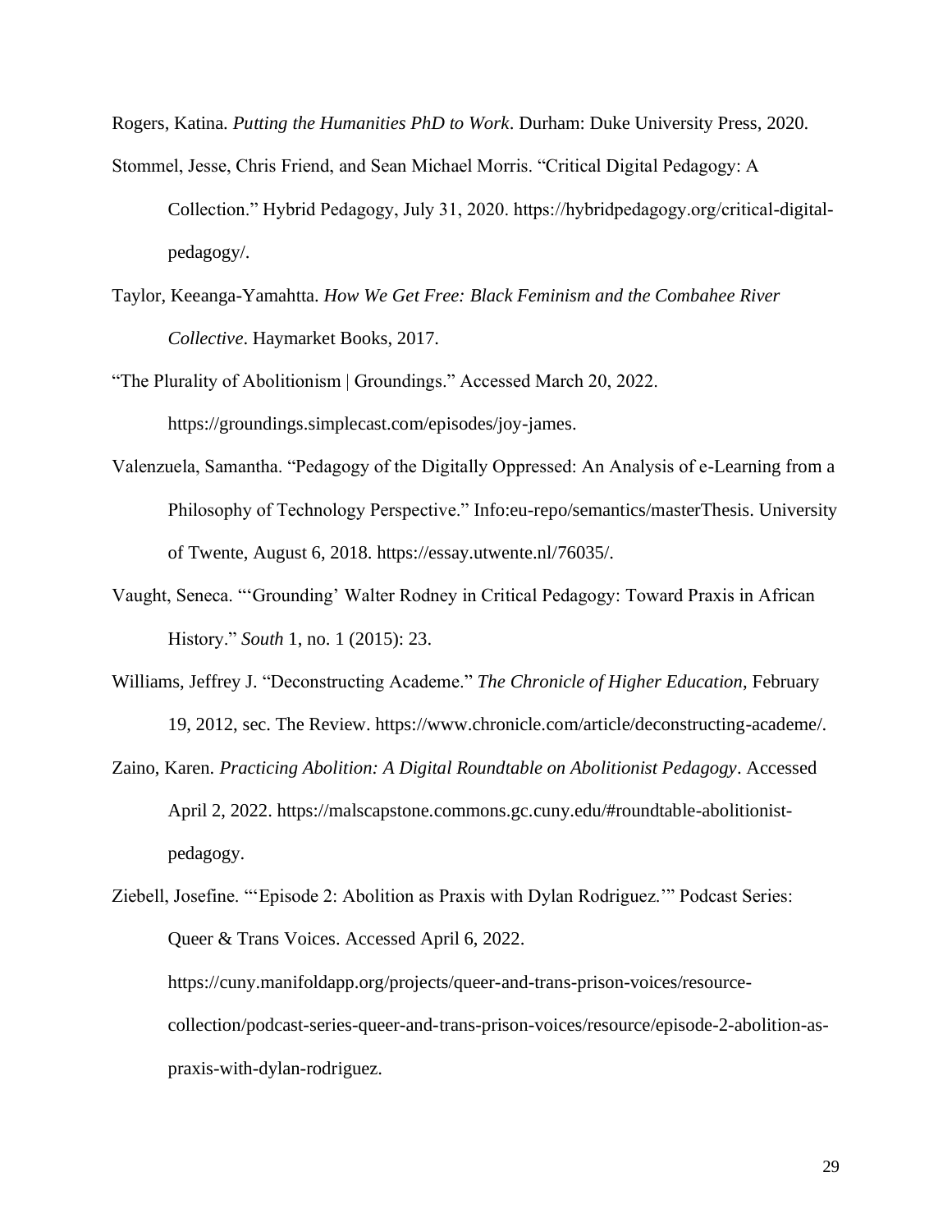Rogers, Katina. *Putting the Humanities PhD to Work*. Durham: Duke University Press, 2020.

Stommel, Jesse, Chris Friend, and Sean Michael Morris. "Critical Digital Pedagogy: A Collection." Hybrid Pedagogy, July 31, 2020. https://hybridpedagogy.org/critical-digital-pedagogy/.

Taylor, Keeanga-Yamahtta. *How We Get Free: Black Feminism and the Combahee River Collective*. Haymarket Books, 2017.

"The Plurality of Abolitionism | Groundings." Accessed March 20, 2022. https://groundings.simplecast.com/episodes/joy-james.

Valenzuela, Samantha. "Pedagogy of the Digitally Oppressed: An Analysis of e-Learning from a Philosophy of Technology Perspective." Info:eu-repo/semantics/masterThesis. University of Twente, August 6, 2018. https://essay.utwente.nl/76035/.

Vaught, Seneca. "'Grounding' Walter Rodney in Critical Pedagogy: Toward Praxis in African History." *South* 1, no. 1 (2015): 23.

Williams, Jeffrey J. "Deconstructing Academe." *The Chronicle of Higher Education*, February 19, 2012, sec. The Review. https://www.chronicle.com/article/deconstructing-academe/.

Zaino, Karen. *Practicing Abolition: A Digital Roundtable on Abolitionist Pedagogy*. Accessed April 2, 2022. https://malscapstone.commons.gc.cuny.edu/#roundtable-abolitionist-pedagogy.

Ziebell, Josefine. "'Episode 2: Abolition as Praxis with Dylan Rodriguez.'" Podcast Series: Queer & Trans Voices. Accessed April 6, 2022. https://cuny.manifoldapp.org/projects/queer-and-trans-prison-voices/resource-collection/podcast-series-queer-and-trans-prison-voices/resource/episode-2-abolition-as-praxis-with-dylan-rodriguez.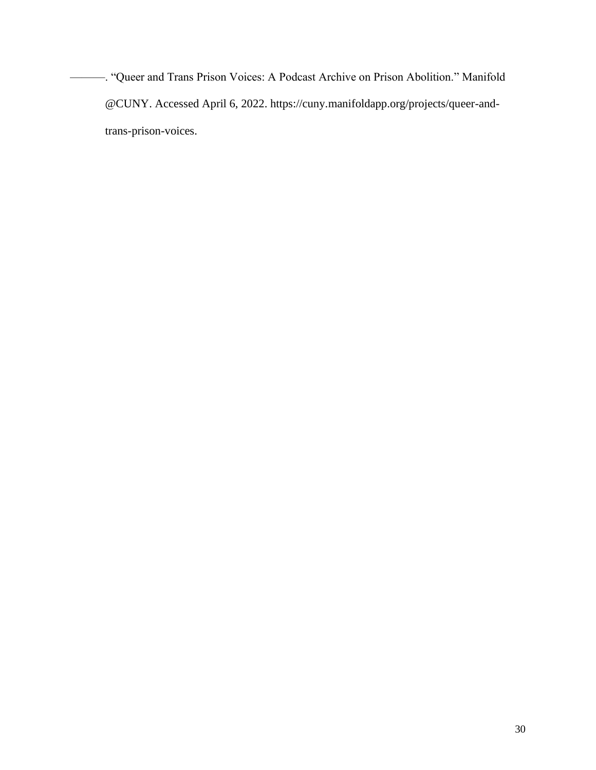———. "Queer and Trans Prison Voices: A Podcast Archive on Prison Abolition." Manifold @CUNY. Accessed April 6, 2022. https://cuny.manifoldapp.org/projects/queer-and-trans-prison-voices.